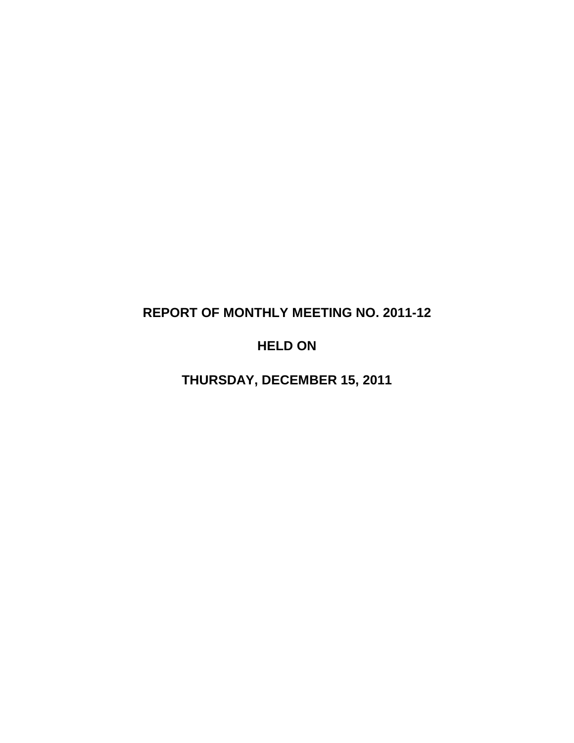# REPORT OF MONTHLY MEETING NO. 2011-12

## HELD ON

## THURSDAY, DECEMBER 15, 2011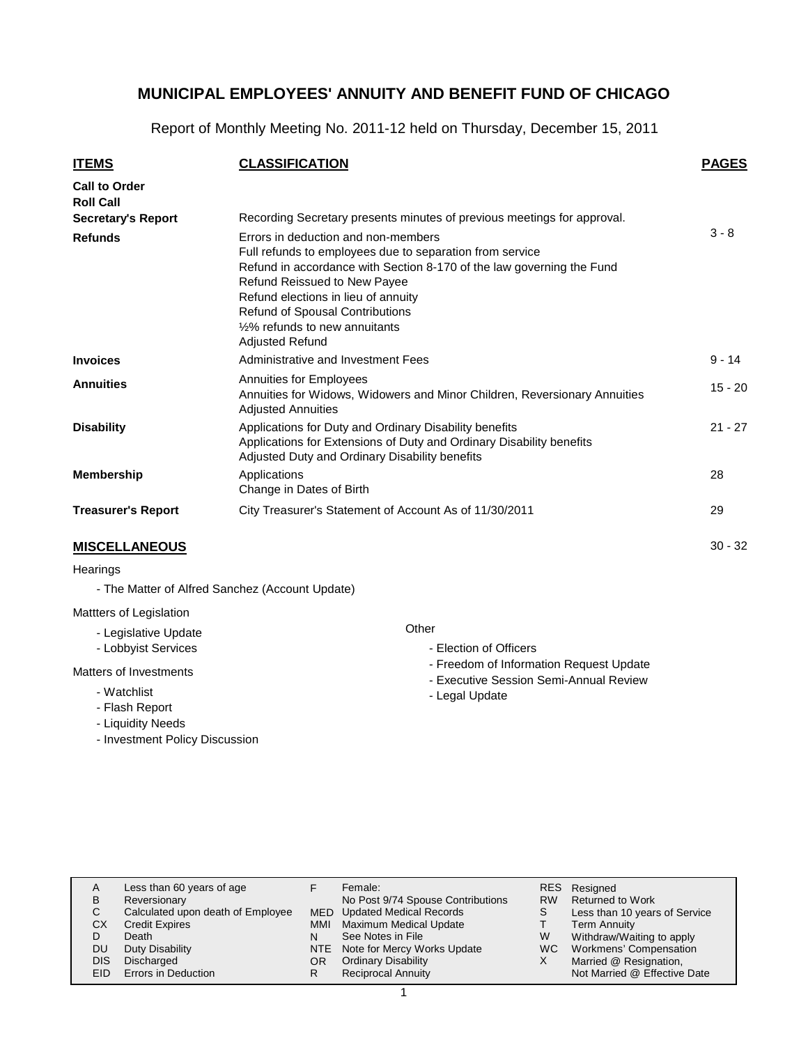# MUNICIPAL EMPLOYEES' ANNUITY AND BENEFIT FUND OF CHICAGO

Report of Monthly Meeting No. 2011-12 held on Thursday, December 15, 2011

| ITEMS | CLASSIFICATION | PAGES |
|---|---|---|
| **Call to Order** | | |
| **Roll Call** | | |
| **Secretary's Report** | Recording Secretary presents minutes of previous meetings for approval. | |
| **Refunds** | Errors in deduction and non-members<br>Full refunds to employees due to separation from service<br>Refund in accordance with Section 8-170 of the law governing the Fund<br>Refund Reissued to New Payee<br>Refund elections in lieu of annuity<br>Refund of Spousal Contributions<br>½% refunds to new annuitants<br>Adjusted Refund | 3 - 8 |
| **Invoices** | Administrative and Investment Fees | 9 - 14 |
| **Annuities** | Annuities for Employees<br>Annuities for Widows, Widowers and Minor Children, Reversionary Annuities<br>Adjusted Annuities | 15 - 20 |
| **Disability** | Applications for Duty and Ordinary Disability benefits<br>Applications for Extensions of Duty and Ordinary Disability benefits<br>Adjusted Duty and Ordinary Disability benefits | 21 - 27 |
| **Membership** | Applications<br>Change in Dates of Birth | 28 |
| **Treasurer's Report** | City Treasurer's Statement of Account As of 11/30/2011 | 29 |

## MISCELLANEOUS

30 - 32

Hearings

- The Matter of Alfred Sanchez (Account Update)

Mattters of Legislation

- Legislative Update
- Lobbyist Services

Matters of Investments

- Watchlist
- Flash Report
- Liquidity Needs
- Investment Policy Discussion

Other

- Election of Officers
- Freedom of Information Request Update
- Executive Session Semi-Annual Review
- Legal Update

| | | | | | |
|---|---|---|---|---|---|
| A | Less than 60 years of age | F | Female:<br>No Post 9/74 Spouse Contributions | RES | Resigned |
| B | Reversionary | | | RW | Returned to Work |
| C | Calculated upon death of Employee | MED | Updated Medical Records | S | Less than 10 years of Service |
| CX | Credit Expires | MMI | Maximum Medical Update | T | Term Annuity |
| D | Death | N | See Notes in File | W | Withdraw/Waiting to apply |
| DU | Duty Disability | NTE | Note for Mercy Works Update | WC | Workmens' Compensation |
| DIS | Discharged | OR | Ordinary Disability | X | Married @ Resignation, Not Married @ Effective Date |
| EID | Errors in Deduction | R | Reciprocal Annuity | | |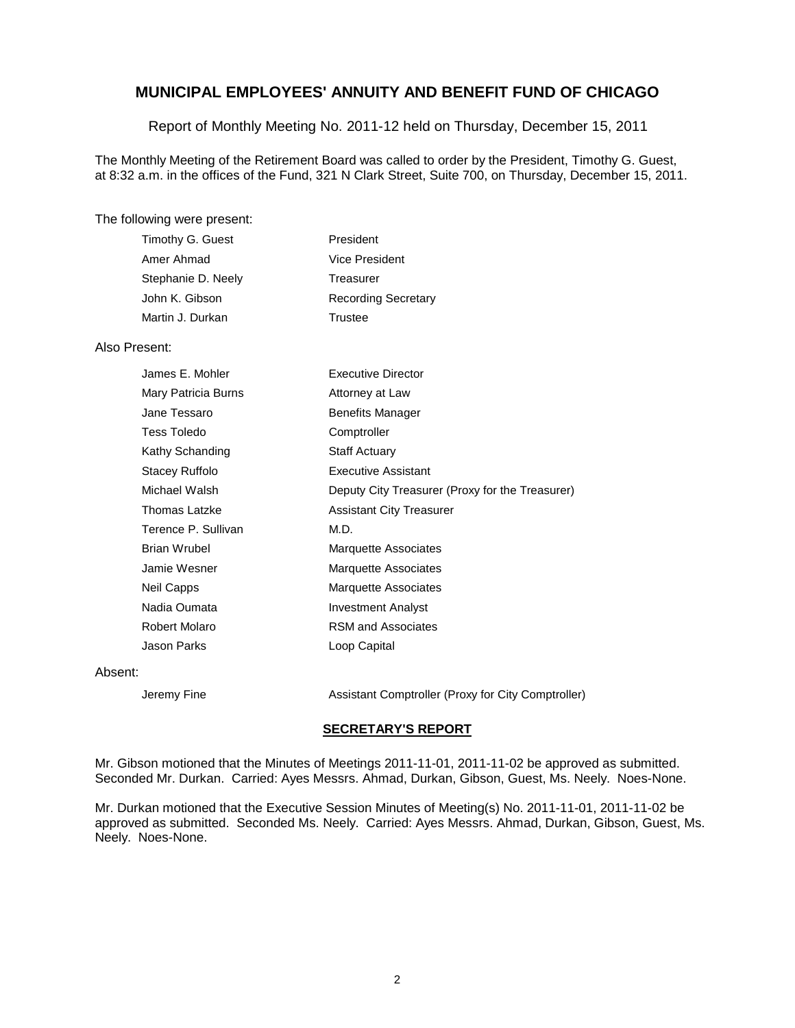# MUNICIPAL EMPLOYEES' ANNUITY AND BENEFIT FUND OF CHICAGO

Report of Monthly Meeting No. 2011-12 held on Thursday, December 15, 2011

The Monthly Meeting of the Retirement Board was called to order by the President, Timothy G. Guest, at 8:32 a.m. in the offices of the Fund, 321 N Clark Street, Suite 700, on Thursday, December 15, 2011.

The following were present:

| | |
|---|---|
| Timothy G. Guest | President |
| Amer Ahmad | Vice President |
| Stephanie D. Neely | Treasurer |
| John K. Gibson | Recording Secretary |
| Martin J. Durkan | Trustee |

Also Present:

| | |
|---|---|
| James E. Mohler | Executive Director |
| Mary Patricia Burns | Attorney at Law |
| Jane Tessaro | Benefits Manager |
| Tess Toledo | Comptroller |
| Kathy Schanding | Staff Actuary |
| Stacey Ruffolo | Executive Assistant |
| Michael Walsh | Deputy City Treasurer (Proxy for the Treasurer) |
| Thomas Latzke | Assistant City Treasurer |
| Terence P. Sullivan | M.D. |
| Brian Wrubel | Marquette Associates |
| Jamie Wesner | Marquette Associates |
| Neil Capps | Marquette Associates |
| Nadia Oumata | Investment Analyst |
| Robert Molaro | RSM and Associates |
| Jason Parks | Loop Capital |

Absent:

| | |
|---|---|
| Jeremy Fine | Assistant Comptroller (Proxy for City Comptroller) |

## SECRETARY'S REPORT

Mr. Gibson motioned that the Minutes of Meetings 2011-11-01, 2011-11-02 be approved as submitted. Seconded Mr. Durkan. Carried: Ayes Messrs. Ahmad, Durkan, Gibson, Guest, Ms. Neely. Noes-None.

Mr. Durkan motioned that the Executive Session Minutes of Meeting(s) No. 2011-11-01, 2011-11-02 be approved as submitted. Seconded Ms. Neely. Carried: Ayes Messrs. Ahmad, Durkan, Gibson, Guest, Ms. Neely. Noes-None.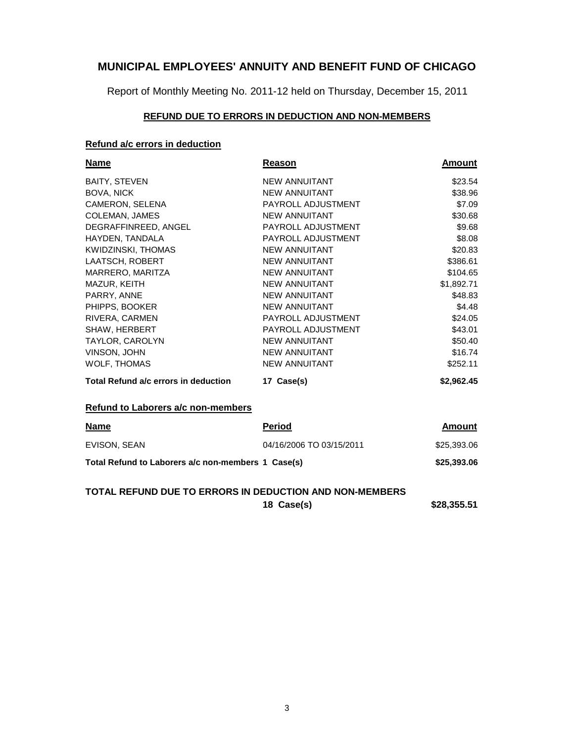# MUNICIPAL EMPLOYEES' ANNUITY AND BENEFIT FUND OF CHICAGO

Report of Monthly Meeting No. 2011-12 held on Thursday, December 15, 2011

## REFUND DUE TO ERRORS IN DEDUCTION AND NON-MEMBERS

### Refund a/c errors in deduction

| Name | Reason | Amount |
|---|---|---|
| BAITY, STEVEN | NEW ANNUITANT | $23.54 |
| BOVA, NICK | NEW ANNUITANT | $38.96 |
| CAMERON, SELENA | PAYROLL ADJUSTMENT | $7.09 |
| COLEMAN, JAMES | NEW ANNUITANT | $30.68 |
| DEGRAFFINREED, ANGEL | PAYROLL ADJUSTMENT | $9.68 |
| HAYDEN, TANDALA | PAYROLL ADJUSTMENT | $8.08 |
| KWIDZINSKI, THOMAS | NEW ANNUITANT | $20.83 |
| LAATSCH, ROBERT | NEW ANNUITANT | $386.61 |
| MARRERO, MARITZA | NEW ANNUITANT | $104.65 |
| MAZUR, KEITH | NEW ANNUITANT | $1,892.71 |
| PARRY, ANNE | NEW ANNUITANT | $48.83 |
| PHIPPS, BOOKER | NEW ANNUITANT | $4.48 |
| RIVERA, CARMEN | PAYROLL ADJUSTMENT | $24.05 |
| SHAW, HERBERT | PAYROLL ADJUSTMENT | $43.01 |
| TAYLOR, CAROLYN | NEW ANNUITANT | $50.40 |
| VINSON, JOHN | NEW ANNUITANT | $16.74 |
| WOLF, THOMAS | NEW ANNUITANT | $252.11 |
| **Total Refund a/c errors in deduction** | **17 Case(s)** | **$2,962.45** |

### Refund to Laborers a/c non-members

| Name | Period | Amount |
|---|---|---|
| EVISON, SEAN | 04/16/2006 TO 03/15/2011 | $25,393.06 |
| **Total Refund to Laborers a/c non-members 1 Case(s)** | | **$25,393.06** |

**TOTAL REFUND DUE TO ERRORS IN DEDUCTION AND NON-MEMBERS** **18 Case(s)** **$28,355.51**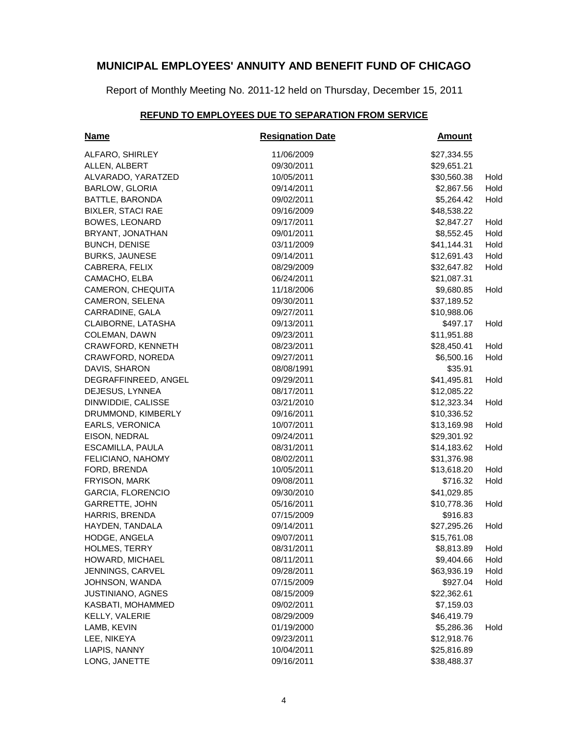# MUNICIPAL EMPLOYEES' ANNUITY AND BENEFIT FUND OF CHICAGO

Report of Monthly Meeting No. 2011-12 held on Thursday, December 15, 2011

## REFUND TO EMPLOYEES DUE TO SEPARATION FROM SERVICE

| Name | Resignation Date | Amount | |
|---|---|---|---|
| ALFARO, SHIRLEY | 11/06/2009 | $27,334.55 | |
| ALLEN, ALBERT | 09/30/2011 | $29,651.21 | |
| ALVARADO, YARATZED | 10/05/2011 | $30,560.38 | Hold |
| BARLOW, GLORIA | 09/14/2011 | $2,867.56 | Hold |
| BATTLE, BARONDA | 09/02/2011 | $5,264.42 | Hold |
| BIXLER, STACI RAE | 09/16/2009 | $48,538.22 | |
| BOWES, LEONARD | 09/17/2011 | $2,847.27 | Hold |
| BRYANT, JONATHAN | 09/01/2011 | $8,552.45 | Hold |
| BUNCH, DENISE | 03/11/2009 | $41,144.31 | Hold |
| BURKS, JAUNESE | 09/14/2011 | $12,691.43 | Hold |
| CABRERA, FELIX | 08/29/2009 | $32,647.82 | Hold |
| CAMACHO, ELBA | 06/24/2011 | $21,087.31 | |
| CAMERON, CHEQUITA | 11/18/2006 | $9,680.85 | Hold |
| CAMERON, SELENA | 09/30/2011 | $37,189.52 | |
| CARRADINE, GALA | 09/27/2011 | $10,988.06 | |
| CLAIBORNE, LATASHA | 09/13/2011 | $497.17 | Hold |
| COLEMAN, DAWN | 09/23/2011 | $11,951.88 | |
| CRAWFORD, KENNETH | 08/23/2011 | $28,450.41 | Hold |
| CRAWFORD, NOREDA | 09/27/2011 | $6,500.16 | Hold |
| DAVIS, SHARON | 08/08/1991 | $35.91 | |
| DEGRAFFINREED, ANGEL | 09/29/2011 | $41,495.81 | Hold |
| DEJESUS, LYNNEA | 08/17/2011 | $12,085.22 | |
| DINWIDDIE, CALISSE | 03/21/2010 | $12,323.34 | Hold |
| DRUMMOND, KIMBERLY | 09/16/2011 | $10,336.52 | |
| EARLS, VERONICA | 10/07/2011 | $13,169.98 | Hold |
| EISON, NEDRAL | 09/24/2011 | $29,301.92 | |
| ESCAMILLA, PAULA | 08/31/2011 | $14,183.62 | Hold |
| FELICIANO, NAHOMY | 08/02/2011 | $31,376.98 | |
| FORD, BRENDA | 10/05/2011 | $13,618.20 | Hold |
| FRYISON, MARK | 09/08/2011 | $716.32 | Hold |
| GARCIA, FLORENCIO | 09/30/2010 | $41,029.85 | |
| GARRETTE, JOHN | 05/16/2011 | $10,778.36 | Hold |
| HARRIS, BRENDA | 07/15/2009 | $916.83 | |
| HAYDEN, TANDALA | 09/14/2011 | $27,295.26 | Hold |
| HODGE, ANGELA | 09/07/2011 | $15,761.08 | |
| HOLMES, TERRY | 08/31/2011 | $8,813.89 | Hold |
| HOWARD, MICHAEL | 08/11/2011 | $9,404.66 | Hold |
| JENNINGS, CARVEL | 09/28/2011 | $63,936.19 | Hold |
| JOHNSON, WANDA | 07/15/2009 | $927.04 | Hold |
| JUSTINIANO, AGNES | 08/15/2009 | $22,362.61 | |
| KASBATI, MOHAMMED | 09/02/2011 | $7,159.03 | |
| KELLY, VALERIE | 08/29/2009 | $46,419.79 | |
| LAMB, KEVIN | 01/19/2000 | $5,286.36 | Hold |
| LEE, NIKEYA | 09/23/2011 | $12,918.76 | |
| LIAPIS, NANNY | 10/04/2011 | $25,816.89 | |
| LONG, JANETTE | 09/16/2011 | $38,488.37 | |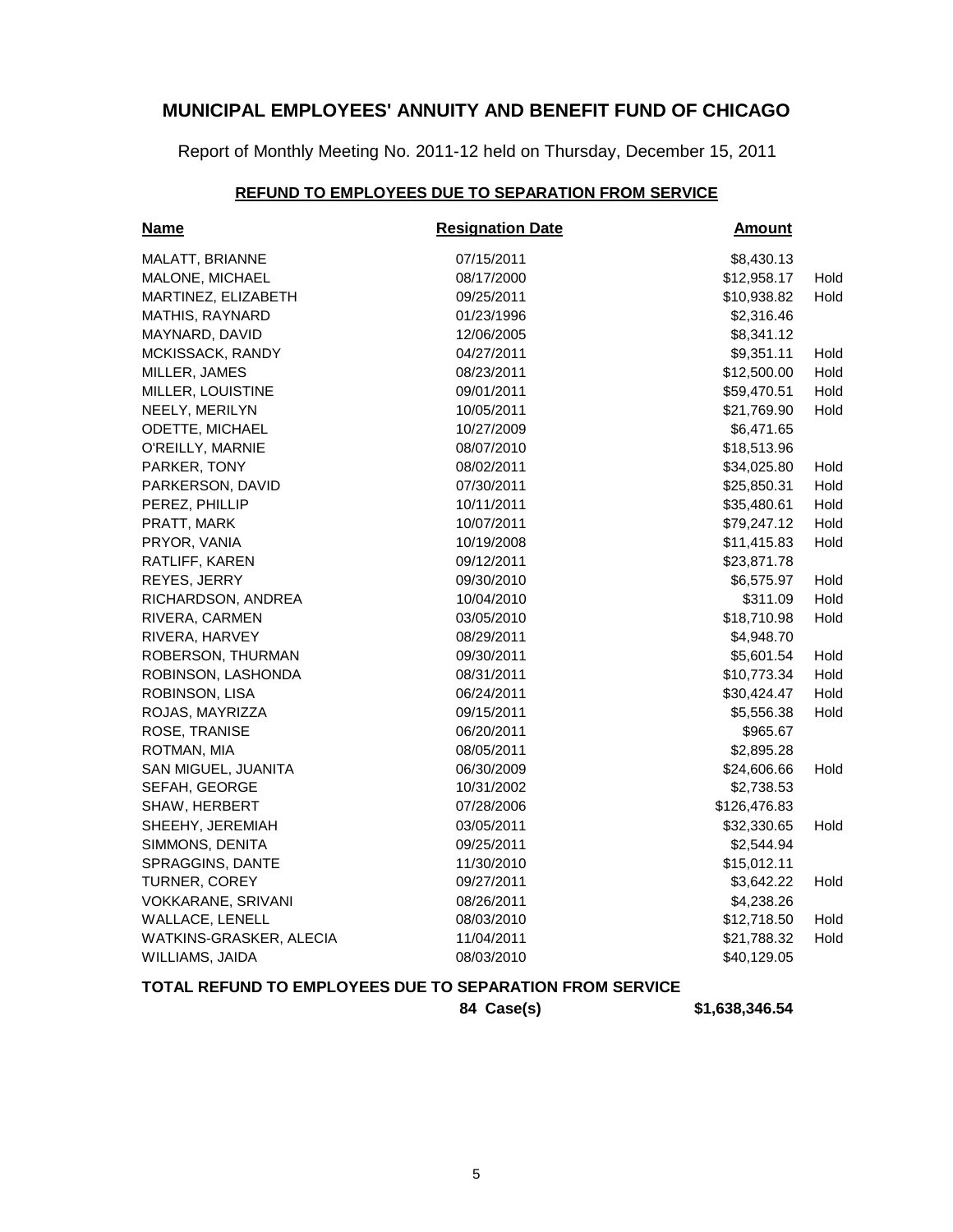# MUNICIPAL EMPLOYEES' ANNUITY AND BENEFIT FUND OF CHICAGO

Report of Monthly Meeting No. 2011-12 held on Thursday, December 15, 2011

## REFUND TO EMPLOYEES DUE TO SEPARATION FROM SERVICE

| Name | Resignation Date | Amount | |
|---|---|---|---|
| MALATT, BRIANNE | 07/15/2011 | $8,430.13 | |
| MALONE, MICHAEL | 08/17/2000 | $12,958.17 | Hold |
| MARTINEZ, ELIZABETH | 09/25/2011 | $10,938.82 | Hold |
| MATHIS, RAYNARD | 01/23/1996 | $2,316.46 | |
| MAYNARD, DAVID | 12/06/2005 | $8,341.12 | |
| MCKISSACK, RANDY | 04/27/2011 | $9,351.11 | Hold |
| MILLER, JAMES | 08/23/2011 | $12,500.00 | Hold |
| MILLER, LOUISTINE | 09/01/2011 | $59,470.51 | Hold |
| NEELY, MERILYN | 10/05/2011 | $21,769.90 | Hold |
| ODETTE, MICHAEL | 10/27/2009 | $6,471.65 | |
| O'REILLY, MARNIE | 08/07/2010 | $18,513.96 | |
| PARKER, TONY | 08/02/2011 | $34,025.80 | Hold |
| PARKERSON, DAVID | 07/30/2011 | $25,850.31 | Hold |
| PEREZ, PHILLIP | 10/11/2011 | $35,480.61 | Hold |
| PRATT, MARK | 10/07/2011 | $79,247.12 | Hold |
| PRYOR, VANIA | 10/19/2008 | $11,415.83 | Hold |
| RATLIFF, KAREN | 09/12/2011 | $23,871.78 | |
| REYES, JERRY | 09/30/2010 | $6,575.97 | Hold |
| RICHARDSON, ANDREA | 10/04/2010 | $311.09 | Hold |
| RIVERA, CARMEN | 03/05/2010 | $18,710.98 | Hold |
| RIVERA, HARVEY | 08/29/2011 | $4,948.70 | |
| ROBERSON, THURMAN | 09/30/2011 | $5,601.54 | Hold |
| ROBINSON, LASHONDA | 08/31/2011 | $10,773.34 | Hold |
| ROBINSON, LISA | 06/24/2011 | $30,424.47 | Hold |
| ROJAS, MAYRIZZA | 09/15/2011 | $5,556.38 | Hold |
| ROSE, TRANISE | 06/20/2011 | $965.67 | |
| ROTMAN, MIA | 08/05/2011 | $2,895.28 | |
| SAN MIGUEL, JUANITA | 06/30/2009 | $24,606.66 | Hold |
| SEFAH, GEORGE | 10/31/2002 | $2,738.53 | |
| SHAW, HERBERT | 07/28/2006 | $126,476.83 | |
| SHEEHY, JEREMIAH | 03/05/2011 | $32,330.65 | Hold |
| SIMMONS, DENITA | 09/25/2011 | $2,544.94 | |
| SPRAGGINS, DANTE | 11/30/2010 | $15,012.11 | |
| TURNER, COREY | 09/27/2011 | $3,642.22 | Hold |
| VOKKARANE, SRIVANI | 08/26/2011 | $4,238.26 | |
| WALLACE, LENELL | 08/03/2010 | $12,718.50 | Hold |
| WATKINS-GRASKER, ALECIA | 11/04/2011 | $21,788.32 | Hold |
| WILLIAMS, JAIDA | 08/03/2010 | $40,129.05 | |

**TOTAL REFUND TO EMPLOYEES DUE TO SEPARATION FROM SERVICE**

**84 Case(s)** **$1,638,346.54**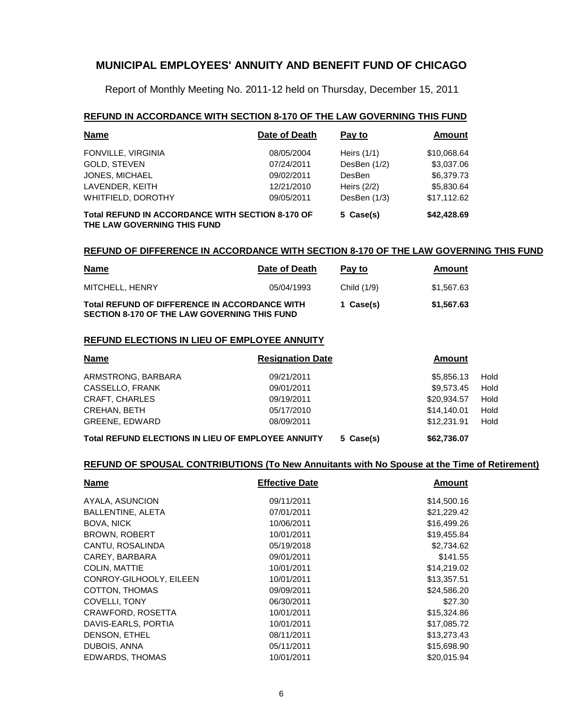# MUNICIPAL EMPLOYEES' ANNUITY AND BENEFIT FUND OF CHICAGO

Report of Monthly Meeting No. 2011-12 held on Thursday, December 15, 2011

## REFUND IN ACCORDANCE WITH SECTION 8-170 OF THE LAW GOVERNING THIS FUND

| Name | Date of Death | Pay to | Amount |
|---|---|---|---|
| FONVILLE, VIRGINIA | 08/05/2004 | Heirs (1/1) | $10,068.64 |
| GOLD, STEVEN | 07/24/2011 | DesBen (1/2) | $3,037.06 |
| JONES, MICHAEL | 09/02/2011 | DesBen | $6,379.73 |
| LAVENDER, KEITH | 12/21/2010 | Heirs (2/2) | $5,830.64 |
| WHITFIELD, DOROTHY | 09/05/2011 | DesBen (1/3) | $17,112.62 |
| **Total REFUND IN ACCORDANCE WITH SECTION 8-170 OF THE LAW GOVERNING THIS FUND** | | **5 Case(s)** | **$42,428.69** |

## REFUND OF DIFFERENCE IN ACCORDANCE WITH SECTION 8-170 OF THE LAW GOVERNING THIS FUND

| Name | Date of Death | Pay to | Amount |
|---|---|---|---|
| MITCHELL, HENRY | 05/04/1993 | Child (1/9) | $1,567.63 |
| **Total REFUND OF DIFFERENCE IN ACCORDANCE WITH SECTION 8-170 OF THE LAW GOVERNING THIS FUND** | | **1 Case(s)** | **$1,567.63** |

## REFUND ELECTIONS IN LIEU OF EMPLOYEE ANNUITY

| Name | Resignation Date | | Amount | |
|---|---|---|---|---|
| ARMSTRONG, BARBARA | 09/21/2011 | | $5,856.13 | Hold |
| CASSELLO, FRANK | 09/01/2011 | | $9,573.45 | Hold |
| CRAFT, CHARLES | 09/19/2011 | | $20,934.57 | Hold |
| CREHAN, BETH | 05/17/2010 | | $14,140.01 | Hold |
| GREENE, EDWARD | 08/09/2011 | | $12,231.91 | Hold |
| **Total REFUND ELECTIONS IN LIEU OF EMPLOYEE ANNUITY** | | **5 Case(s)** | **$62,736.07** | |

## REFUND OF SPOUSAL CONTRIBUTIONS (To New Annuitants with No Spouse at the Time of Retirement)

| Name | Effective Date | Amount |
|---|---|---|
| AYALA, ASUNCION | 09/11/2011 | $14,500.16 |
| BALLENTINE, ALETA | 07/01/2011 | $21,229.42 |
| BOVA, NICK | 10/06/2011 | $16,499.26 |
| BROWN, ROBERT | 10/01/2011 | $19,455.84 |
| CANTU, ROSALINDA | 05/19/2018 | $2,734.62 |
| CAREY, BARBARA | 09/01/2011 | $141.55 |
| COLIN, MATTIE | 10/01/2011 | $14,219.02 |
| CONROY-GILHOOLY, EILEEN | 10/01/2011 | $13,357.51 |
| COTTON, THOMAS | 09/09/2011 | $24,586.20 |
| COVELLI, TONY | 06/30/2011 | $27.30 |
| CRAWFORD, ROSETTA | 10/01/2011 | $15,324.86 |
| DAVIS-EARLS, PORTIA | 10/01/2011 | $17,085.72 |
| DENSON, ETHEL | 08/11/2011 | $13,273.43 |
| DUBOIS, ANNA | 05/11/2011 | $15,698.90 |
| EDWARDS, THOMAS | 10/01/2011 | $20,015.94 |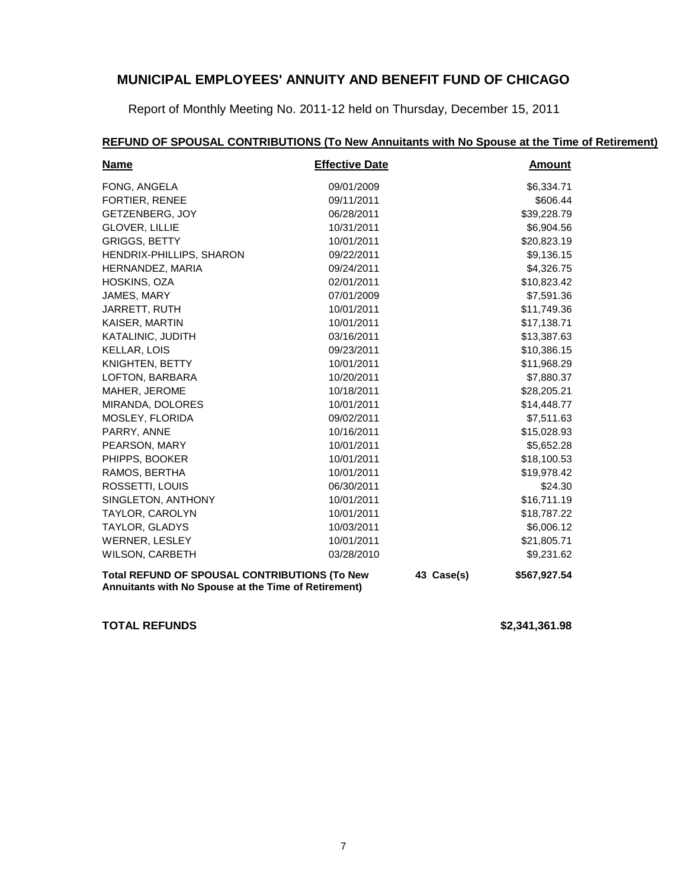# MUNICIPAL EMPLOYEES' ANNUITY AND BENEFIT FUND OF CHICAGO

Report of Monthly Meeting No. 2011-12 held on Thursday, December 15, 2011

## REFUND OF SPOUSAL CONTRIBUTIONS (To New Annuitants with No Spouse at the Time of Retirement)

| Name | Effective Date | | Amount |
|---|---|---|---|
| FONG, ANGELA | 09/01/2009 | | $6,334.71 |
| FORTIER, RENEE | 09/11/2011 | | $606.44 |
| GETZENBERG, JOY | 06/28/2011 | | $39,228.79 |
| GLOVER, LILLIE | 10/31/2011 | | $6,904.56 |
| GRIGGS, BETTY | 10/01/2011 | | $20,823.19 |
| HENDRIX-PHILLIPS, SHARON | 09/22/2011 | | $9,136.15 |
| HERNANDEZ, MARIA | 09/24/2011 | | $4,326.75 |
| HOSKINS, OZA | 02/01/2011 | | $10,823.42 |
| JAMES, MARY | 07/01/2009 | | $7,591.36 |
| JARRETT, RUTH | 10/01/2011 | | $11,749.36 |
| KAISER, MARTIN | 10/01/2011 | | $17,138.71 |
| KATALINIC, JUDITH | 03/16/2011 | | $13,387.63 |
| KELLAR, LOIS | 09/23/2011 | | $10,386.15 |
| KNIGHTEN, BETTY | 10/01/2011 | | $11,968.29 |
| LOFTON, BARBARA | 10/20/2011 | | $7,880.37 |
| MAHER, JEROME | 10/18/2011 | | $28,205.21 |
| MIRANDA, DOLORES | 10/01/2011 | | $14,448.77 |
| MOSLEY, FLORIDA | 09/02/2011 | | $7,511.63 |
| PARRY, ANNE | 10/16/2011 | | $15,028.93 |
| PEARSON, MARY | 10/01/2011 | | $5,652.28 |
| PHIPPS, BOOKER | 10/01/2011 | | $18,100.53 |
| RAMOS, BERTHA | 10/01/2011 | | $19,978.42 |
| ROSSETTI, LOUIS | 06/30/2011 | | $24.30 |
| SINGLETON, ANTHONY | 10/01/2011 | | $16,711.19 |
| TAYLOR, CAROLYN | 10/01/2011 | | $18,787.22 |
| TAYLOR, GLADYS | 10/03/2011 | | $6,006.12 |
| WERNER, LESLEY | 10/01/2011 | | $21,805.71 |
| WILSON, CARBETH | 03/28/2010 | | $9,231.62 |
| **Total REFUND OF SPOUSAL CONTRIBUTIONS (To New Annuitants with No Spouse at the Time of Retirement)** | | **43 Case(s)** | **$567,927.54** |

**TOTAL REFUNDS** **$2,341,361.98**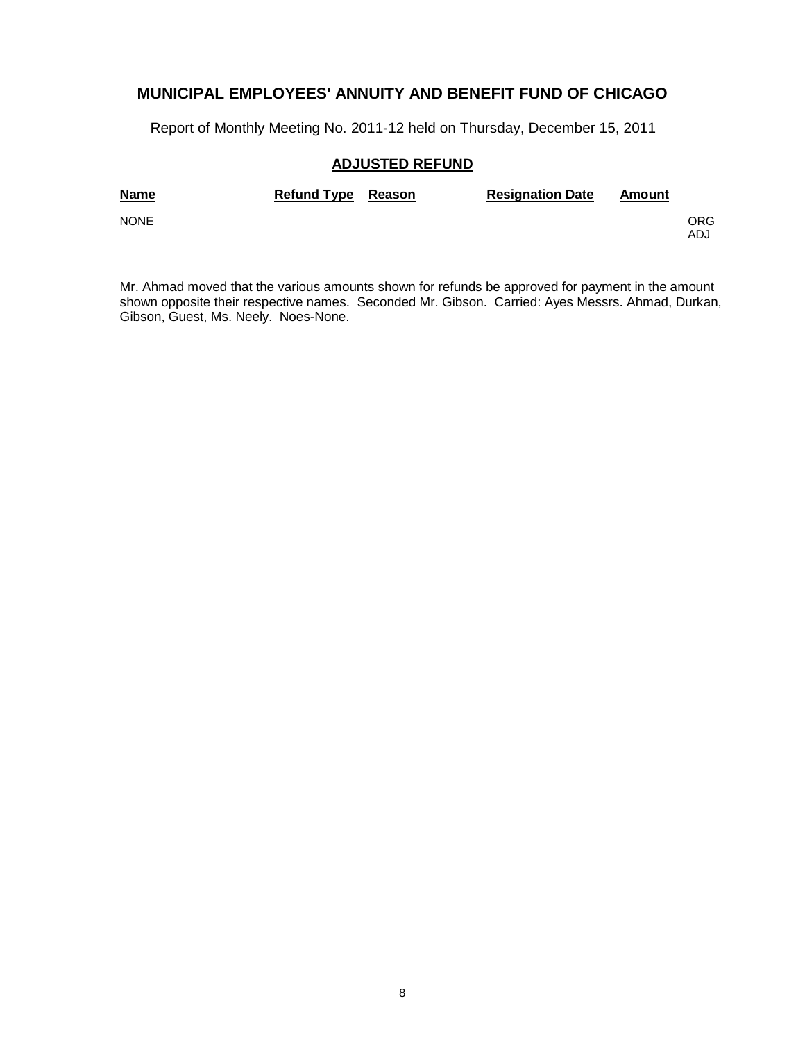# MUNICIPAL EMPLOYEES' ANNUITY AND BENEFIT FUND OF CHICAGO

Report of Monthly Meeting No. 2011-12 held on Thursday, December 15, 2011

## ADJUSTED REFUND

| Name | Refund Type | Reason | Resignation Date | Amount | |
|---|---|---|---|---|---|
| NONE | | | | | ORG ADJ |

Mr. Ahmad moved that the various amounts shown for refunds be approved for payment in the amount shown opposite their respective names. Seconded Mr. Gibson. Carried: Ayes Messrs. Ahmad, Durkan, Gibson, Guest, Ms. Neely. Noes-None.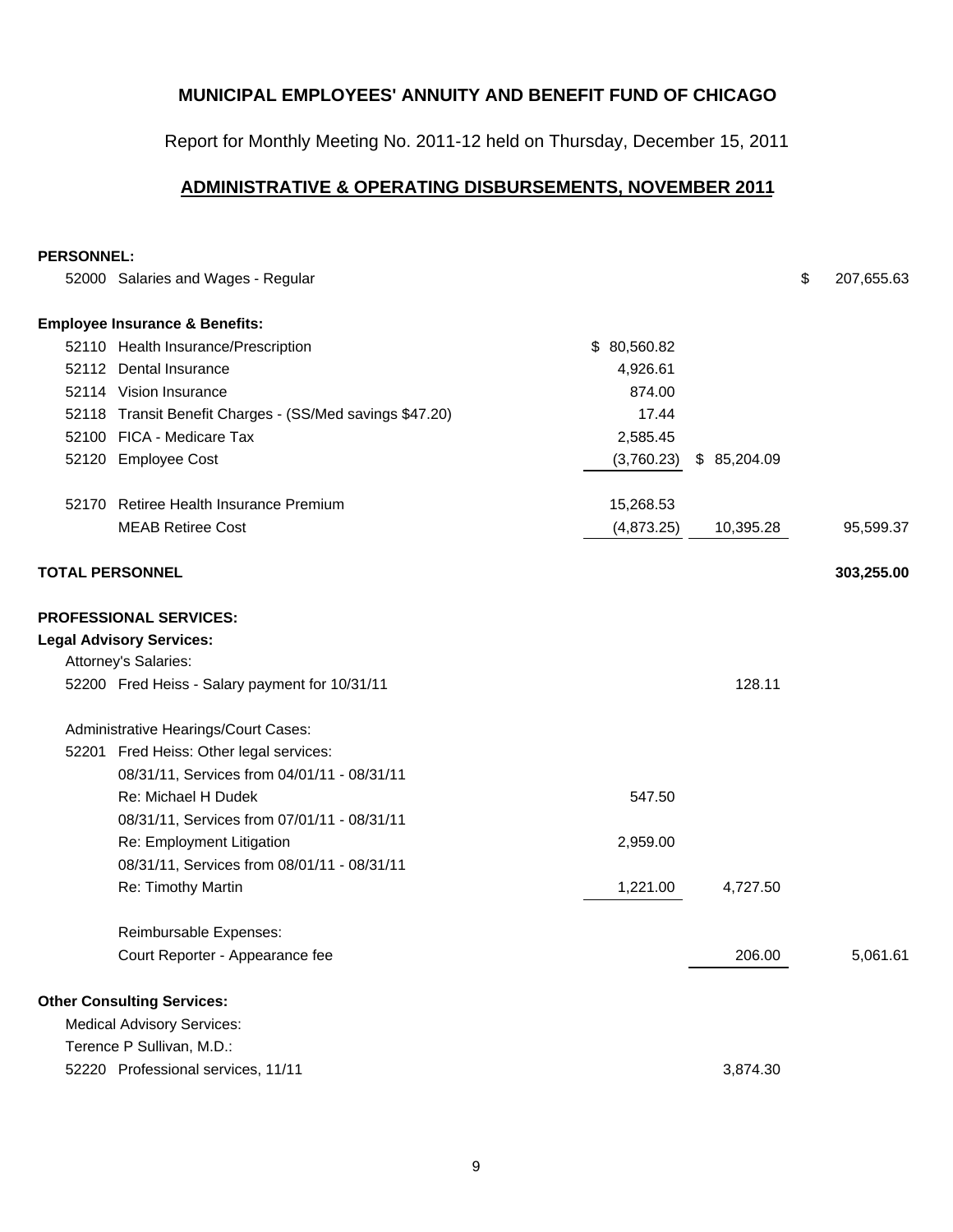# MUNICIPAL EMPLOYEES' ANNUITY AND BENEFIT FUND OF CHICAGO

Report for Monthly Meeting No. 2011-12 held on Thursday, December 15, 2011

## ADMINISTRATIVE & OPERATING DISBURSEMENTS, NOVEMBER 2011

| Account | Description | | | |
|---|---|---|---|---|
| **PERSONNEL:** | | | | |
| 52000 | Salaries and Wages - Regular | | | $ 207,655.63 |
| **Employee Insurance & Benefits:** | | | | |
| 52110 | Health Insurance/Prescription | $ 80,560.82 | | |
| 52112 | Dental Insurance | 4,926.61 | | |
| 52114 | Vision Insurance | 874.00 | | |
| 52118 | Transit Benefit Charges - (SS/Med savings $47.20) | 17.44 | | |
| 52100 | FICA - Medicare Tax | 2,585.45 | | |
| 52120 | Employee Cost | (3,760.23) | $ 85,204.09 | |
| 52170 | Retiree Health Insurance Premium | 15,268.53 | | |
| | MEAB Retiree Cost | (4,873.25) | 10,395.28 | 95,599.37 |
| **TOTAL PERSONNEL** | | | | **303,255.00** |
| **PROFESSIONAL SERVICES:** | | | | |
| **Legal Advisory Services:** | | | | |
| | Attorney's Salaries: | | | |
| 52200 | Fred Heiss - Salary payment for 10/31/11 | | 128.11 | |
| | Administrative Hearings/Court Cases: | | | |
| 52201 | Fred Heiss: Other legal services: | | | |
| | 08/31/11, Services from 04/01/11 - 08/31/11 | | | |
| | Re: Michael H Dudek | 547.50 | | |
| | 08/31/11, Services from 07/01/11 - 08/31/11 | | | |
| | Re: Employment Litigation | 2,959.00 | | |
| | 08/31/11, Services from 08/01/11 - 08/31/11 | | | |
| | Re: Timothy Martin | 1,221.00 | 4,727.50 | |
| | Reimbursable Expenses: | | | |
| | Court Reporter - Appearance fee | | 206.00 | 5,061.61 |
| **Other Consulting Services:** | | | | |
| | Medical Advisory Services: | | | |
| | Terence P Sullivan, M.D.: | | | |
| 52220 | Professional services, 11/11 | | 3,874.30 | |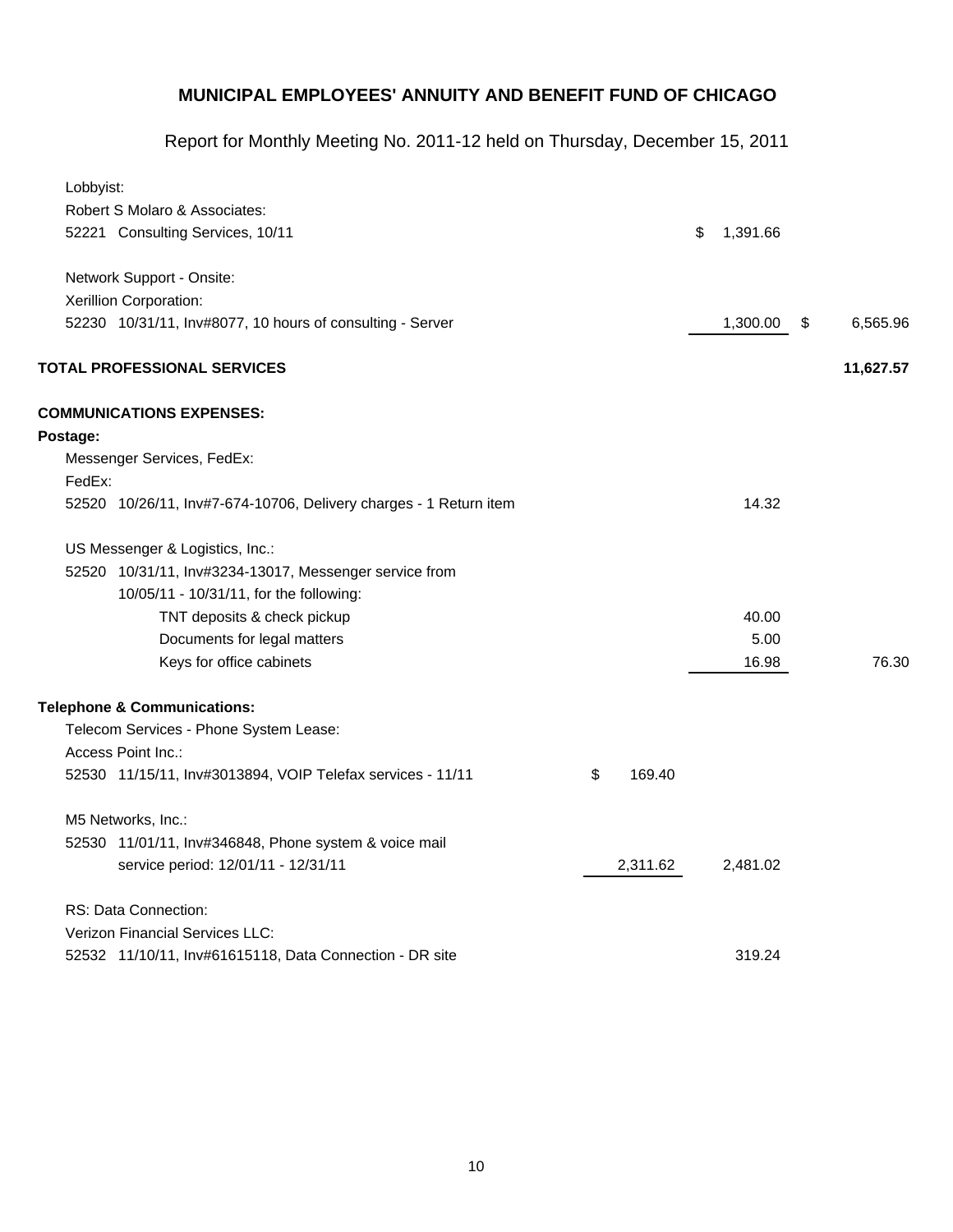# MUNICIPAL EMPLOYEES' ANNUITY AND BENEFIT FUND OF CHICAGO

Report for Monthly Meeting No. 2011-12 held on Thursday, December 15, 2011

| Description | | | |
|---|---|---|---|
| Lobbyist: | | | |
| Robert S Molaro & Associates: | | | |
| 52221 Consulting Services, 10/11 | | $ 1,391.66 | |
| Network Support - Onsite: | | | |
| Xerillion Corporation: | | | |
| 52230 10/31/11, Inv#8077, 10 hours of consulting - Server | | 1,300.00 | $ 6,565.96 |
| **TOTAL PROFESSIONAL SERVICES** | | | **11,627.57** |
| **COMMUNICATIONS EXPENSES:** | | | |
| **Postage:** | | | |
| Messenger Services, FedEx: | | | |
| FedEx: | | | |
| 52520 10/26/11, Inv#7-674-10706, Delivery charges - 1 Return item | | 14.32 | |
| US Messenger & Logistics, Inc.: | | | |
| 52520 10/31/11, Inv#3234-13017, Messenger service from 10/05/11 - 10/31/11, for the following: | | | |
| TNT deposits & check pickup | | 40.00 | |
| Documents for legal matters | | 5.00 | |
| Keys for office cabinets | | 16.98 | 76.30 |
| **Telephone & Communications:** | | | |
| Telecom Services - Phone System Lease: | | | |
| Access Point Inc.: | | | |
| 52530 11/15/11, Inv#3013894, VOIP Telefax services - 11/11 | $ 169.40 | | |
| M5 Networks, Inc.: | | | |
| 52530 11/01/11, Inv#346848, Phone system & voice mail service period: 12/01/11 - 12/31/11 | 2,311.62 | 2,481.02 | |
| RS: Data Connection: | | | |
| Verizon Financial Services LLC: | | | |
| 52532 11/10/11, Inv#61615118, Data Connection - DR site | | 319.24 | |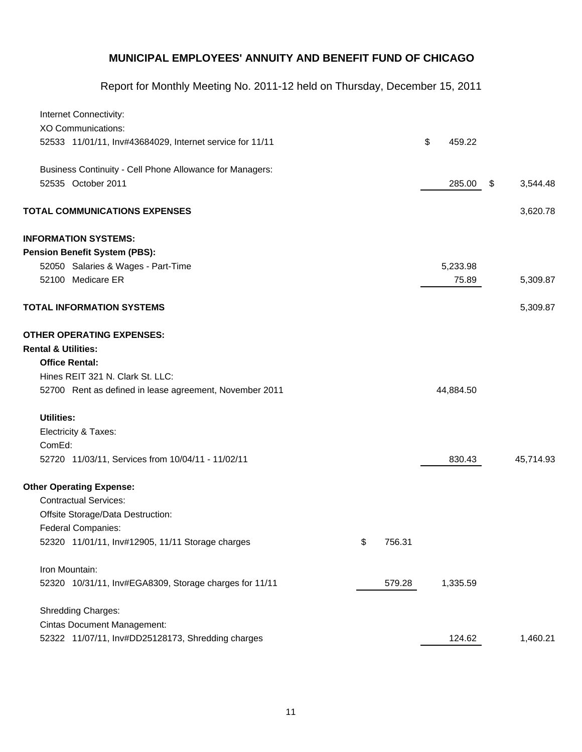**MUNICIPAL EMPLOYEES' ANNUITY AND BENEFIT FUND OF CHICAGO**

Report for Monthly Meeting No. 2011-12 held on Thursday, December 15, 2011

| | | | |
|---|---|---|---|
| Internet Connectivity: | | | |
| XO Communications: | | | |
| 52533 11/01/11, Inv#43684029, Internet service for 11/11 | | $ 459.22 | |
| Business Continuity - Cell Phone Allowance for Managers: | | | |
| 52535 October 2011 | | 285.00 | $ 3,544.48 |
| **TOTAL COMMUNICATIONS EXPENSES** | | | 3,620.78 |
| **INFORMATION SYSTEMS:** | | | |
| **Pension Benefit System (PBS):** | | | |
| 52050 Salaries & Wages - Part-Time | | 5,233.98 | |
| 52100 Medicare ER | | 75.89 | 5,309.87 |
| **TOTAL INFORMATION SYSTEMS** | | | 5,309.87 |
| **OTHER OPERATING EXPENSES:** | | | |
| **Rental & Utilities:** | | | |
| **Office Rental:** | | | |
| Hines REIT 321 N. Clark St. LLC: | | | |
| 52700 Rent as defined in lease agreement, November 2011 | | 44,884.50 | |
| **Utilities:** | | | |
| Electricity & Taxes: | | | |
| ComEd: | | | |
| 52720 11/03/11, Services from 10/04/11 - 11/02/11 | | 830.43 | 45,714.93 |
| **Other Operating Expense:** | | | |
| Contractual Services: | | | |
| Offsite Storage/Data Destruction: | | | |
| Federal Companies: | | | |
| 52320 11/01/11, Inv#12905, 11/11 Storage charges | $ 756.31 | | |
| Iron Mountain: | | | |
| 52320 10/31/11, Inv#EGA8309, Storage charges for 11/11 | 579.28 | 1,335.59 | |
| Shredding Charges: | | | |
| Cintas Document Management: | | | |
| 52322 11/07/11, Inv#DD25128173, Shredding charges | | 124.62 | 1,460.21 |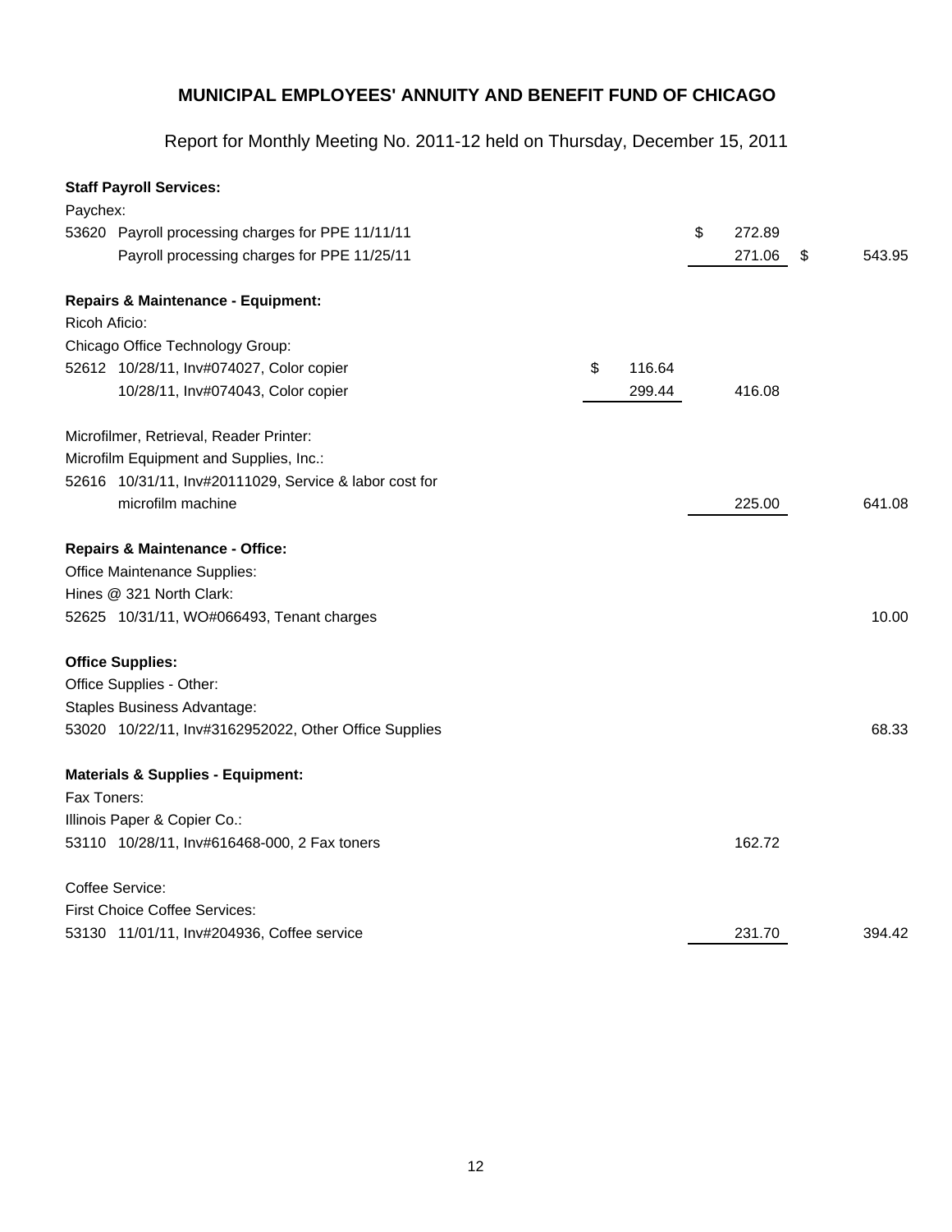**MUNICIPAL EMPLOYEES' ANNUITY AND BENEFIT FUND OF CHICAGO**

Report for Monthly Meeting No. 2011-12 held on Thursday, December 15, 2011

| | | | | |
|---|---|---|---|---|
| **Staff Payroll Services:** | | | | |
| Paychex: | | | | |
| 53620 | Payroll processing charges for PPE 11/11/11 | | $ 272.89 | |
| | Payroll processing charges for PPE 11/25/11 | | 271.06 | $ 543.95 |
| **Repairs & Maintenance - Equipment:** | | | | |
| Ricoh Aficio: | | | | |
| Chicago Office Technology Group: | | | | |
| 52612 | 10/28/11, Inv#074027, Color copier | $ 116.64 | | |
| | 10/28/11, Inv#074043, Color copier | 299.44 | 416.08 | |
| Microfilmer, Retrieval, Reader Printer: | | | | |
| Microfilm Equipment and Supplies, Inc.: | | | | |
| 52616 | 10/31/11, Inv#20111029, Service & labor cost for microfilm machine | | 225.00 | 641.08 |
| **Repairs & Maintenance - Office:** | | | | |
| Office Maintenance Supplies: | | | | |
| Hines @ 321 North Clark: | | | | |
| 52625 | 10/31/11, WO#066493, Tenant charges | | | 10.00 |
| **Office Supplies:** | | | | |
| Office Supplies - Other: | | | | |
| Staples Business Advantage: | | | | |
| 53020 | 10/22/11, Inv#3162952022, Other Office Supplies | | | 68.33 |
| **Materials & Supplies - Equipment:** | | | | |
| Fax Toners: | | | | |
| Illinois Paper & Copier Co.: | | | | |
| 53110 | 10/28/11, Inv#616468-000, 2 Fax toners | | 162.72 | |
| Coffee Service: | | | | |
| First Choice Coffee Services: | | | | |
| 53130 | 11/01/11, Inv#204936, Coffee service | | 231.70 | 394.42 |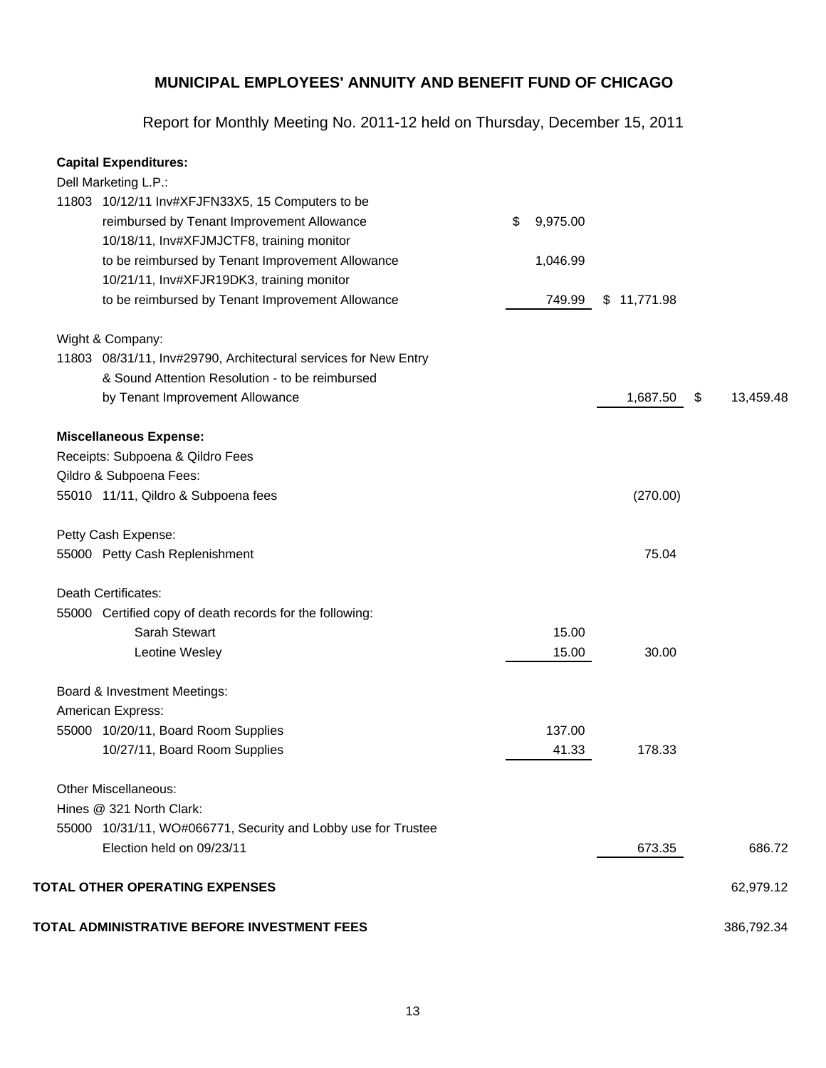**MUNICIPAL EMPLOYEES' ANNUITY AND BENEFIT FUND OF CHICAGO**

Report for Monthly Meeting No. 2011-12 held on Thursday, December 15, 2011

| Description | | | |
|---|---|---|---|
| **Capital Expenditures:** | | | |
| Dell Marketing L.P.: | | | |
| 11803 10/12/11 Inv#XFJFN33X5, 15 Computers to be reimbursed by Tenant Improvement Allowance | $ 9,975.00 | | |
| 10/18/11, Inv#XFJMJCTF8, training monitor to be reimbursed by Tenant Improvement Allowance | 1,046.99 | | |
| 10/21/11, Inv#XFJR19DK3, training monitor to be reimbursed by Tenant Improvement Allowance | 749.99 | $ 11,771.98 | |
| Wight & Company: | | | |
| 11803 08/31/11, Inv#29790, Architectural services for New Entry & Sound Attention Resolution - to be reimbursed by Tenant Improvement Allowance | | 1,687.50 | $ 13,459.48 |
| **Miscellaneous Expense:** | | | |
| Receipts: Subpoena & Qildro Fees | | | |
| Qildro & Subpoena Fees: | | | |
| 55010 11/11, Qildro & Subpoena fees | | (270.00) | |
| Petty Cash Expense: | | | |
| 55000 Petty Cash Replenishment | | 75.04 | |
| Death Certificates: | | | |
| 55000 Certified copy of death records for the following: | | | |
| Sarah Stewart | 15.00 | | |
| Leotine Wesley | 15.00 | 30.00 | |
| Board & Investment Meetings: | | | |
| American Express: | | | |
| 55000 10/20/11, Board Room Supplies | 137.00 | | |
| 10/27/11, Board Room Supplies | 41.33 | 178.33 | |
| Other Miscellaneous: | | | |
| Hines @ 321 North Clark: | | | |
| 55000 10/31/11, WO#066771, Security and Lobby use for Trustee Election held on 09/23/11 | | 673.35 | 686.72 |
| **TOTAL OTHER OPERATING EXPENSES** | | | 62,979.12 |
| **TOTAL ADMINISTRATIVE BEFORE INVESTMENT FEES** | | | 386,792.34 |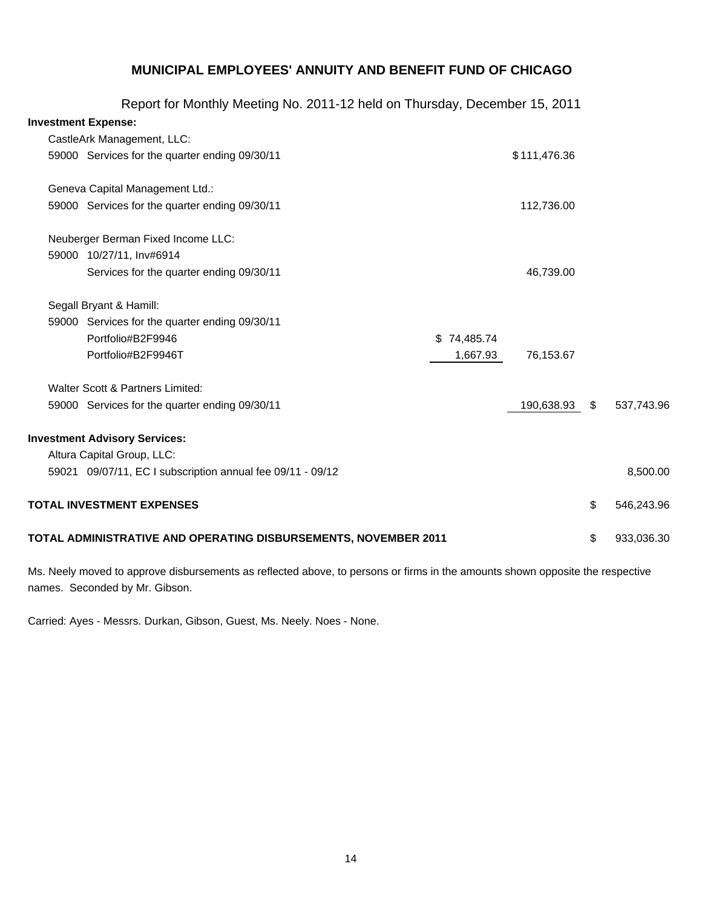# MUNICIPAL EMPLOYEES' ANNUITY AND BENEFIT FUND OF CHICAGO

Report for Monthly Meeting No. 2011-12 held on Thursday, December 15, 2011

**Investment Expense:**

| | | | |
|---|---|---|---|
| CastleArk Management, LLC: | | | |
| 59000 Services for the quarter ending 09/30/11 | | $111,476.36 | |
| Geneva Capital Management Ltd.: | | | |
| 59000 Services for the quarter ending 09/30/11 | | 112,736.00 | |
| Neuberger Berman Fixed Income LLC: | | | |
| 59000 10/27/11, Inv#6914 | | | |
| Services for the quarter ending 09/30/11 | | 46,739.00 | |
| Segall Bryant & Hamill: | | | |
| 59000 Services for the quarter ending 09/30/11 | | | |
| Portfolio#B2F9946 | $ 74,485.74 | | |
| Portfolio#B2F9946T | 1,667.93 | 76,153.67 | |
| Walter Scott & Partners Limited: | | | |
| 59000 Services for the quarter ending 09/30/11 | | 190,638.93 | $ 537,743.96 |

**Investment Advisory Services:**

| | |
|---|---|
| Altura Capital Group, LLC: | |
| 59021 09/07/11, EC I subscription annual fee 09/11 - 09/12 | 8,500.00 |

| | |
|---|---|
| **TOTAL INVESTMENT EXPENSES** | $ 546,243.96 |
| **TOTAL ADMINISTRATIVE AND OPERATING DISBURSEMENTS, NOVEMBER 2011** | $ 933,036.30 |

Ms. Neely moved to approve disbursements as reflected above, to persons or firms in the amounts shown opposite the respective names. Seconded by Mr. Gibson.

Carried: Ayes - Messrs. Durkan, Gibson, Guest, Ms. Neely. Noes - None.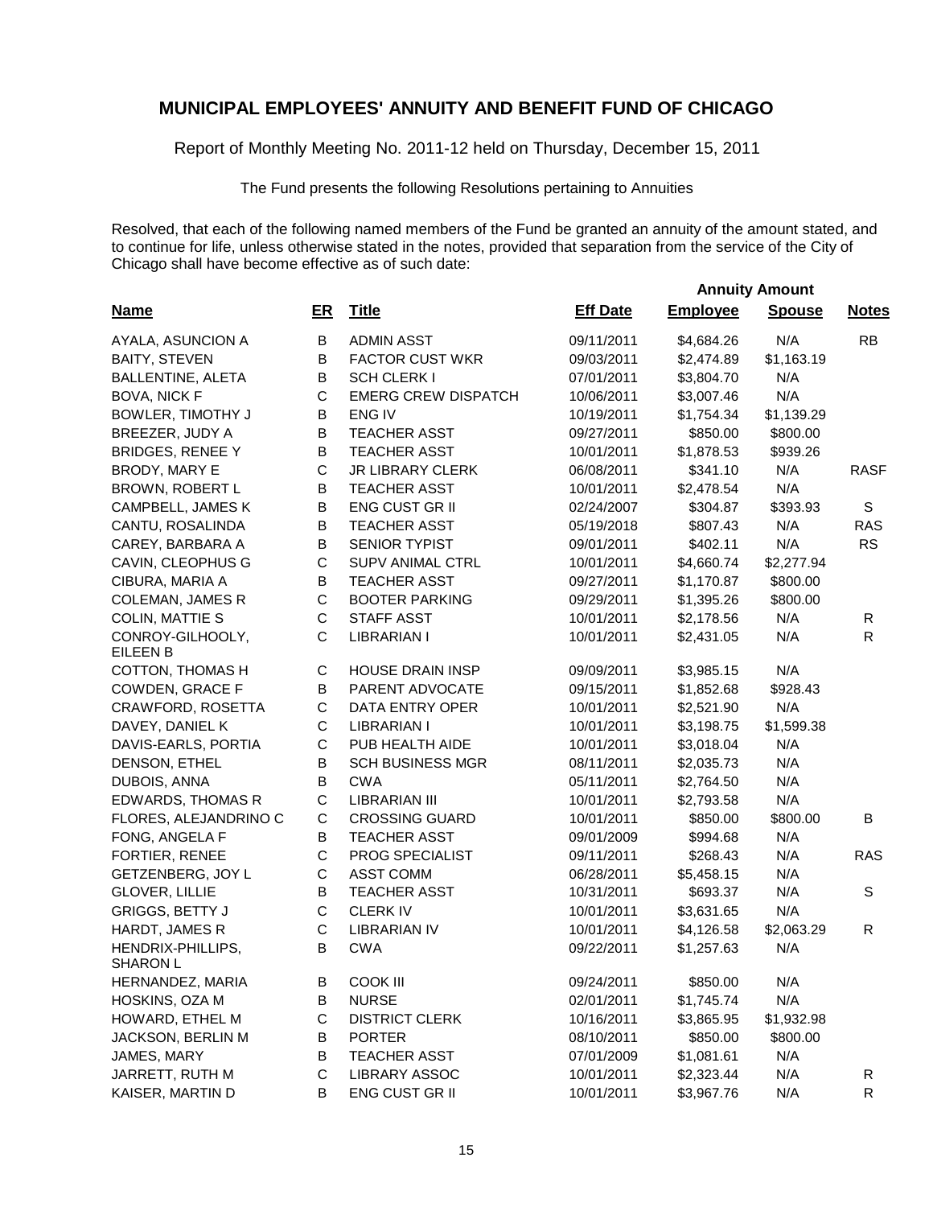# MUNICIPAL EMPLOYEES' ANNUITY AND BENEFIT FUND OF CHICAGO

Report of Monthly Meeting No. 2011-12 held on Thursday, December 15, 2011

The Fund presents the following Resolutions pertaining to Annuities

Resolved, that each of the following named members of the Fund be granted an annuity of the amount stated, and to continue for life, unless otherwise stated in the notes, provided that separation from the service of the City of Chicago shall have become effective as of such date:

| | | | | Annuity Amount | | |
|---|---|---|---|---|---|---|
| **Name** | **ER** | **Title** | **Eff Date** | **Employee** | **Spouse** | **Notes** |
| AYALA, ASUNCION A | B | ADMIN ASST | 09/11/2011 | $4,684.26 | N/A | RB |
| BAITY, STEVEN | B | FACTOR CUST WKR | 09/03/2011 | $2,474.89 | $1,163.19 | |
| BALLENTINE, ALETA | B | SCH CLERK I | 07/01/2011 | $3,804.70 | N/A | |
| BOVA, NICK F | C | EMERG CREW DISPATCH | 10/06/2011 | $3,007.46 | N/A | |
| BOWLER, TIMOTHY J | B | ENG IV | 10/19/2011 | $1,754.34 | $1,139.29 | |
| BREEZER, JUDY A | B | TEACHER ASST | 09/27/2011 | $850.00 | $800.00 | |
| BRIDGES, RENEE Y | B | TEACHER ASST | 10/01/2011 | $1,878.53 | $939.26 | |
| BRODY, MARY E | C | JR LIBRARY CLERK | 06/08/2011 | $341.10 | N/A | RASF |
| BROWN, ROBERT L | B | TEACHER ASST | 10/01/2011 | $2,478.54 | N/A | |
| CAMPBELL, JAMES K | B | ENG CUST GR II | 02/24/2007 | $304.87 | $393.93 | S |
| CANTU, ROSALINDA | B | TEACHER ASST | 05/19/2018 | $807.43 | N/A | RAS |
| CAREY, BARBARA A | B | SENIOR TYPIST | 09/01/2011 | $402.11 | N/A | RS |
| CAVIN, CLEOPHUS G | C | SUPV ANIMAL CTRL | 10/01/2011 | $4,660.74 | $2,277.94 | |
| CIBURA, MARIA A | B | TEACHER ASST | 09/27/2011 | $1,170.87 | $800.00 | |
| COLEMAN, JAMES R | C | BOOTER PARKING | 09/29/2011 | $1,395.26 | $800.00 | |
| COLIN, MATTIE S | C | STAFF ASST | 10/01/2011 | $2,178.56 | N/A | R |
| CONROY-GILHOOLY, EILEEN B | C | LIBRARIAN I | 10/01/2011 | $2,431.05 | N/A | R |
| COTTON, THOMAS H | C | HOUSE DRAIN INSP | 09/09/2011 | $3,985.15 | N/A | |
| COWDEN, GRACE F | B | PARENT ADVOCATE | 09/15/2011 | $1,852.68 | $928.43 | |
| CRAWFORD, ROSETTA | C | DATA ENTRY OPER | 10/01/2011 | $2,521.90 | N/A | |
| DAVEY, DANIEL K | C | LIBRARIAN I | 10/01/2011 | $3,198.75 | $1,599.38 | |
| DAVIS-EARLS, PORTIA | C | PUB HEALTH AIDE | 10/01/2011 | $3,018.04 | N/A | |
| DENSON, ETHEL | B | SCH BUSINESS MGR | 08/11/2011 | $2,035.73 | N/A | |
| DUBOIS, ANNA | B | CWA | 05/11/2011 | $2,764.50 | N/A | |
| EDWARDS, THOMAS R | C | LIBRARIAN III | 10/01/2011 | $2,793.58 | N/A | |
| FLORES, ALEJANDRINO C | C | CROSSING GUARD | 10/01/2011 | $850.00 | $800.00 | B |
| FONG, ANGELA F | B | TEACHER ASST | 09/01/2009 | $994.68 | N/A | |
| FORTIER, RENEE | C | PROG SPECIALIST | 09/11/2011 | $268.43 | N/A | RAS |
| GETZENBERG, JOY L | C | ASST COMM | 06/28/2011 | $5,458.15 | N/A | |
| GLOVER, LILLIE | B | TEACHER ASST | 10/31/2011 | $693.37 | N/A | S |
| GRIGGS, BETTY J | C | CLERK IV | 10/01/2011 | $3,631.65 | N/A | |
| HARDT, JAMES R | C | LIBRARIAN IV | 10/01/2011 | $4,126.58 | $2,063.29 | R |
| HENDRIX-PHILLIPS, SHARON L | B | CWA | 09/22/2011 | $1,257.63 | N/A | |
| HERNANDEZ, MARIA | B | COOK III | 09/24/2011 | $850.00 | N/A | |
| HOSKINS, OZA M | B | NURSE | 02/01/2011 | $1,745.74 | N/A | |
| HOWARD, ETHEL M | C | DISTRICT CLERK | 10/16/2011 | $3,865.95 | $1,932.98 | |
| JACKSON, BERLIN M | B | PORTER | 08/10/2011 | $850.00 | $800.00 | |
| JAMES, MARY | B | TEACHER ASST | 07/01/2009 | $1,081.61 | N/A | |
| JARRETT, RUTH M | C | LIBRARY ASSOC | 10/01/2011 | $2,323.44 | N/A | R |
| KAISER, MARTIN D | B | ENG CUST GR II | 10/01/2011 | $3,967.76 | N/A | R |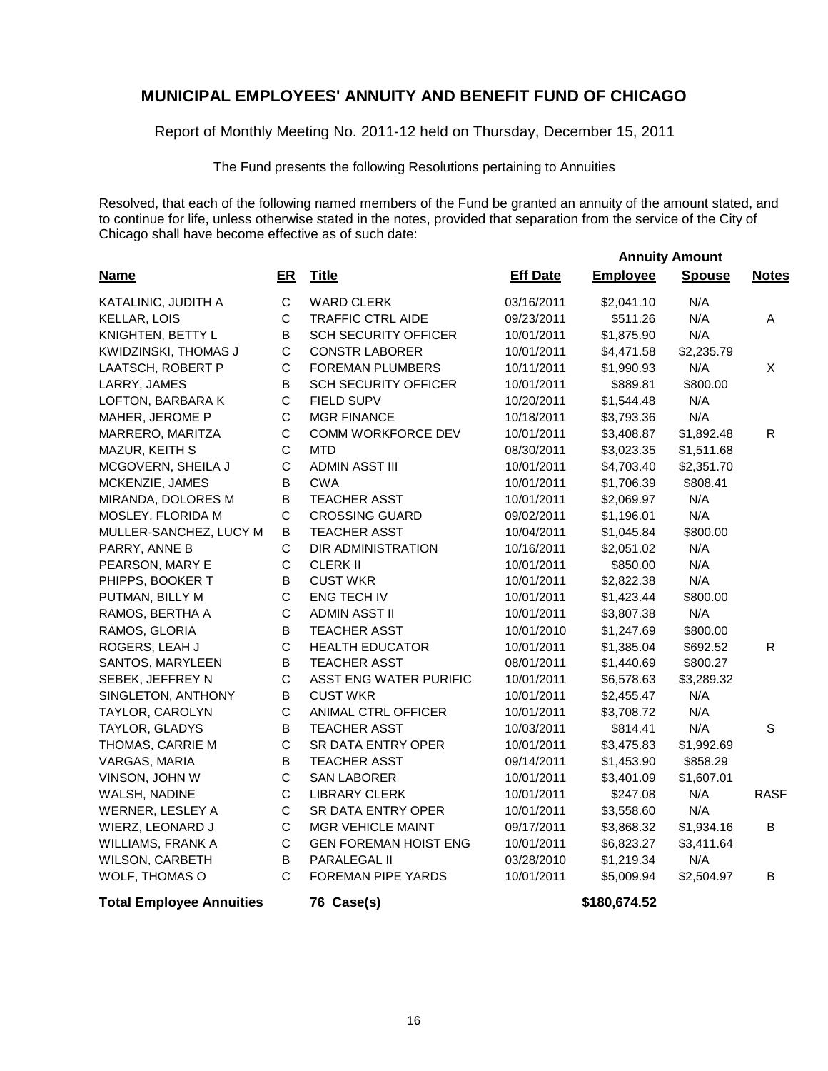# MUNICIPAL EMPLOYEES' ANNUITY AND BENEFIT FUND OF CHICAGO

Report of Monthly Meeting No. 2011-12 held on Thursday, December 15, 2011

The Fund presents the following Resolutions pertaining to Annuities

Resolved, that each of the following named members of the Fund be granted an annuity of the amount stated, and to continue for life, unless otherwise stated in the notes, provided that separation from the service of the City of Chicago shall have become effective as of such date:

| | | | | Annuity Amount | | |
|---|---|---|---|---|---|---|
| **Name** | **ER** | **Title** | **Eff Date** | **Employee** | **Spouse** | **Notes** |
| KATALINIC, JUDITH A | C | WARD CLERK | 03/16/2011 | $2,041.10 | N/A | |
| KELLAR, LOIS | C | TRAFFIC CTRL AIDE | 09/23/2011 | $511.26 | N/A | A |
| KNIGHTEN, BETTY L | B | SCH SECURITY OFFICER | 10/01/2011 | $1,875.90 | N/A | |
| KWIDZINSKI, THOMAS J | C | CONSTR LABORER | 10/01/2011 | $4,471.58 | $2,235.79 | |
| LAATSCH, ROBERT P | C | FOREMAN PLUMBERS | 10/11/2011 | $1,990.93 | N/A | X |
| LARRY, JAMES | B | SCH SECURITY OFFICER | 10/01/2011 | $889.81 | $800.00 | |
| LOFTON, BARBARA K | C | FIELD SUPV | 10/20/2011 | $1,544.48 | N/A | |
| MAHER, JEROME P | C | MGR FINANCE | 10/18/2011 | $3,793.36 | N/A | |
| MARRERO, MARITZA | C | COMM WORKFORCE DEV | 10/01/2011 | $3,408.87 | $1,892.48 | R |
| MAZUR, KEITH S | C | MTD | 08/30/2011 | $3,023.35 | $1,511.68 | |
| MCGOVERN, SHEILA J | C | ADMIN ASST III | 10/01/2011 | $4,703.40 | $2,351.70 | |
| MCKENZIE, JAMES | B | CWA | 10/01/2011 | $1,706.39 | $808.41 | |
| MIRANDA, DOLORES M | B | TEACHER ASST | 10/01/2011 | $2,069.97 | N/A | |
| MOSLEY, FLORIDA M | C | CROSSING GUARD | 09/02/2011 | $1,196.01 | N/A | |
| MULLER-SANCHEZ, LUCY M | B | TEACHER ASST | 10/04/2011 | $1,045.84 | $800.00 | |
| PARRY, ANNE B | C | DIR ADMINISTRATION | 10/16/2011 | $2,051.02 | N/A | |
| PEARSON, MARY E | C | CLERK II | 10/01/2011 | $850.00 | N/A | |
| PHIPPS, BOOKER T | B | CUST WKR | 10/01/2011 | $2,822.38 | N/A | |
| PUTMAN, BILLY M | C | ENG TECH IV | 10/01/2011 | $1,423.44 | $800.00 | |
| RAMOS, BERTHA A | C | ADMIN ASST II | 10/01/2011 | $3,807.38 | N/A | |
| RAMOS, GLORIA | B | TEACHER ASST | 10/01/2010 | $1,247.69 | $800.00 | |
| ROGERS, LEAH J | C | HEALTH EDUCATOR | 10/01/2011 | $1,385.04 | $692.52 | R |
| SANTOS, MARYLEEN | B | TEACHER ASST | 08/01/2011 | $1,440.69 | $800.27 | |
| SEBEK, JEFFREY N | C | ASST ENG WATER PURIFIC | 10/01/2011 | $6,578.63 | $3,289.32 | |
| SINGLETON, ANTHONY | B | CUST WKR | 10/01/2011 | $2,455.47 | N/A | |
| TAYLOR, CAROLYN | C | ANIMAL CTRL OFFICER | 10/01/2011 | $3,708.72 | N/A | |
| TAYLOR, GLADYS | B | TEACHER ASST | 10/03/2011 | $814.41 | N/A | S |
| THOMAS, CARRIE M | C | SR DATA ENTRY OPER | 10/01/2011 | $3,475.83 | $1,992.69 | |
| VARGAS, MARIA | B | TEACHER ASST | 09/14/2011 | $1,453.90 | $858.29 | |
| VINSON, JOHN W | C | SAN LABORER | 10/01/2011 | $3,401.09 | $1,607.01 | |
| WALSH, NADINE | C | LIBRARY CLERK | 10/01/2011 | $247.08 | N/A | RASF |
| WERNER, LESLEY A | C | SR DATA ENTRY OPER | 10/01/2011 | $3,558.60 | N/A | |
| WIERZ, LEONARD J | C | MGR VEHICLE MAINT | 09/17/2011 | $3,868.32 | $1,934.16 | B |
| WILLIAMS, FRANK A | C | GEN FOREMAN HOIST ENG | 10/01/2011 | $6,823.27 | $3,411.64 | |
| WILSON, CARBETH | B | PARALEGAL II | 03/28/2010 | $1,219.34 | N/A | |
| WOLF, THOMAS O | C | FOREMAN PIPE YARDS | 10/01/2011 | $5,009.94 | $2,504.97 | B |
| **Total Employee Annuities** | | **76 Case(s)** | | **$180,674.52** | | |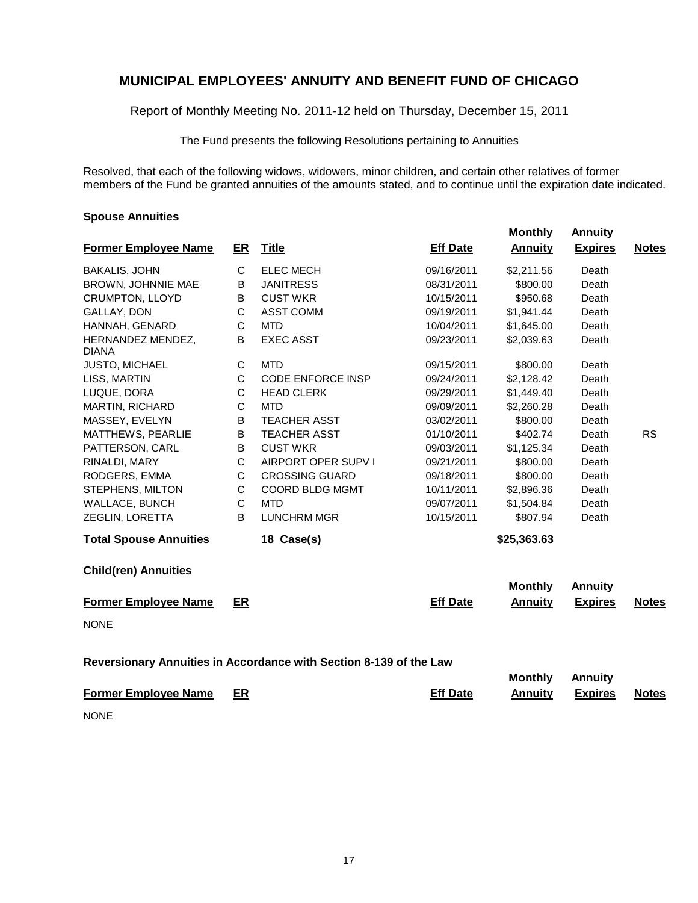# MUNICIPAL EMPLOYEES' ANNUITY AND BENEFIT FUND OF CHICAGO

Report of Monthly Meeting No. 2011-12 held on Thursday, December 15, 2011

The Fund presents the following Resolutions pertaining to Annuities

Resolved, that each of the following widows, widowers, minor children, and certain other relatives of former members of the Fund be granted annuities of the amounts stated, and to continue until the expiration date indicated.

### Spouse Annuities

| Former Employee Name | ER | Title | Eff Date | Monthly Annuity | Annuity Expires | Notes |
|---|---|---|---|---|---|---|
| BAKALIS, JOHN | C | ELEC MECH | 09/16/2011 | $2,211.56 | Death | |
| BROWN, JOHNNIE MAE | B | JANITRESS | 08/31/2011 | $800.00 | Death | |
| CRUMPTON, LLOYD | B | CUST WKR | 10/15/2011 | $950.68 | Death | |
| GALLAY, DON | C | ASST COMM | 09/19/2011 | $1,941.44 | Death | |
| HANNAH, GENARD | C | MTD | 10/04/2011 | $1,645.00 | Death | |
| HERNANDEZ MENDEZ, DIANA | B | EXEC ASST | 09/23/2011 | $2,039.63 | Death | |
| JUSTO, MICHAEL | C | MTD | 09/15/2011 | $800.00 | Death | |
| LISS, MARTIN | C | CODE ENFORCE INSP | 09/24/2011 | $2,128.42 | Death | |
| LUQUE, DORA | C | HEAD CLERK | 09/29/2011 | $1,449.40 | Death | |
| MARTIN, RICHARD | C | MTD | 09/09/2011 | $2,260.28 | Death | |
| MASSEY, EVELYN | B | TEACHER ASST | 03/02/2011 | $800.00 | Death | |
| MATTHEWS, PEARLIE | B | TEACHER ASST | 01/10/2011 | $402.74 | Death | RS |
| PATTERSON, CARL | B | CUST WKR | 09/03/2011 | $1,125.34 | Death | |
| RINALDI, MARY | C | AIRPORT OPER SUPV I | 09/21/2011 | $800.00 | Death | |
| RODGERS, EMMA | C | CROSSING GUARD | 09/18/2011 | $800.00 | Death | |
| STEPHENS, MILTON | C | COORD BLDG MGMT | 10/11/2011 | $2,896.36 | Death | |
| WALLACE, BUNCH | C | MTD | 09/07/2011 | $1,504.84 | Death | |
| ZEGLIN, LORETTA | B | LUNCHRM MGR | 10/15/2011 | $807.94 | Death | |
| **Total Spouse Annuities** | | **18 Case(s)** | | **$25,363.63** | | |

### Child(ren) Annuities

| Former Employee Name | ER | Eff Date | Monthly Annuity | Annuity Expires | Notes |
|---|---|---|---|---|---|

NONE

### Reversionary Annuities in Accordance with Section 8-139 of the Law

| Former Employee Name | ER | Eff Date | Monthly Annuity | Annuity Expires | Notes |
|---|---|---|---|---|---|

NONE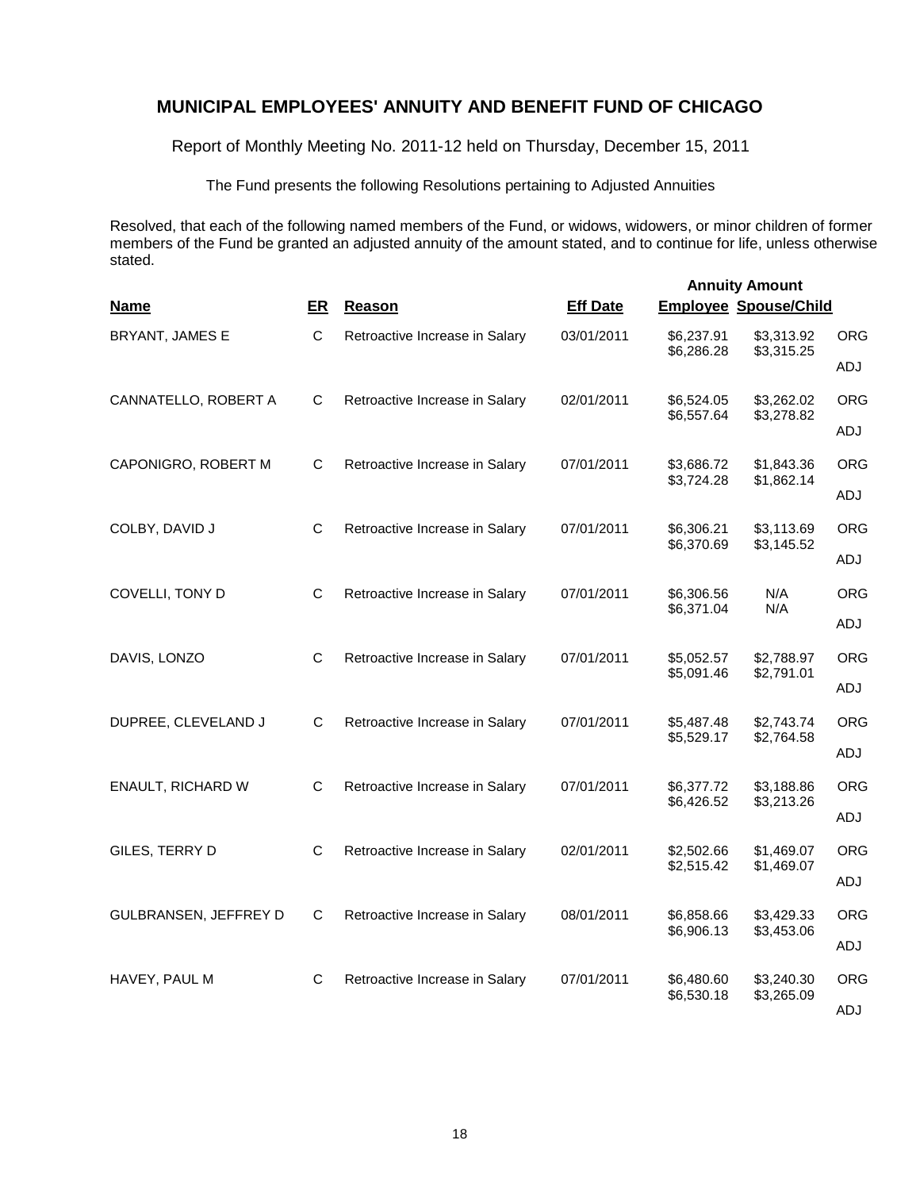# MUNICIPAL EMPLOYEES' ANNUITY AND BENEFIT FUND OF CHICAGO

Report of Monthly Meeting No. 2011-12 held on Thursday, December 15, 2011

The Fund presents the following Resolutions pertaining to Adjusted Annuities

Resolved, that each of the following named members of the Fund, or widows, widowers, or minor children of former members of the Fund be granted an adjusted annuity of the amount stated, and to continue for life, unless otherwise stated.

| Name | ER | Reason | Eff Date | Annuity Amount Employee | Annuity Amount Spouse/Child | |
|---|---|---|---|---|---|---|
| BRYANT, JAMES E | C | Retroactive Increase in Salary | 03/01/2011 | $6,237.91 | $3,313.92 | ORG |
| | | | | $6,286.28 | $3,315.25 | ADJ |
| CANNATELLO, ROBERT A | C | Retroactive Increase in Salary | 02/01/2011 | $6,524.05 | $3,262.02 | ORG |
| | | | | $6,557.64 | $3,278.82 | ADJ |
| CAPONIGRO, ROBERT M | C | Retroactive Increase in Salary | 07/01/2011 | $3,686.72 | $1,843.36 | ORG |
| | | | | $3,724.28 | $1,862.14 | ADJ |
| COLBY, DAVID J | C | Retroactive Increase in Salary | 07/01/2011 | $6,306.21 | $3,113.69 | ORG |
| | | | | $6,370.69 | $3,145.52 | ADJ |
| COVELLI, TONY D | C | Retroactive Increase in Salary | 07/01/2011 | $6,306.56 | N/A | ORG |
| | | | | $6,371.04 | N/A | ADJ |
| DAVIS, LONZO | C | Retroactive Increase in Salary | 07/01/2011 | $5,052.57 | $2,788.97 | ORG |
| | | | | $5,091.46 | $2,791.01 | ADJ |
| DUPREE, CLEVELAND J | C | Retroactive Increase in Salary | 07/01/2011 | $5,487.48 | $2,743.74 | ORG |
| | | | | $5,529.17 | $2,764.58 | ADJ |
| ENAULT, RICHARD W | C | Retroactive Increase in Salary | 07/01/2011 | $6,377.72 | $3,188.86 | ORG |
| | | | | $6,426.52 | $3,213.26 | ADJ |
| GILES, TERRY D | C | Retroactive Increase in Salary | 02/01/2011 | $2,502.66 | $1,469.07 | ORG |
| | | | | $2,515.42 | $1,469.07 | ADJ |
| GULBRANSEN, JEFFREY D | C | Retroactive Increase in Salary | 08/01/2011 | $6,858.66 | $3,429.33 | ORG |
| | | | | $6,906.13 | $3,453.06 | ADJ |
| HAVEY, PAUL M | C | Retroactive Increase in Salary | 07/01/2011 | $6,480.60 | $3,240.30 | ORG |
| | | | | $6,530.18 | $3,265.09 | ADJ |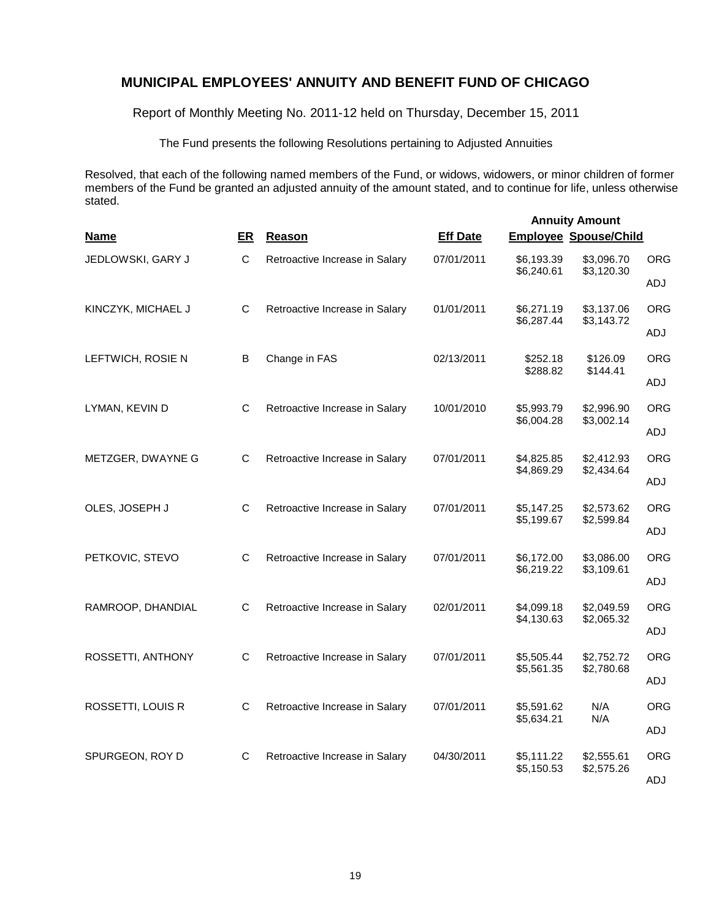# MUNICIPAL EMPLOYEES' ANNUITY AND BENEFIT FUND OF CHICAGO

Report of Monthly Meeting No. 2011-12 held on Thursday, December 15, 2011

The Fund presents the following Resolutions pertaining to Adjusted Annuities

Resolved, that each of the following named members of the Fund, or widows, widowers, or minor children of former members of the Fund be granted an adjusted annuity of the amount stated, and to continue for life, unless otherwise stated.

| Name | ER | Reason | Eff Date | Annuity Amount Employee | Annuity Amount Spouse/Child | |
|---|---|---|---|---|---|---|
| JEDLOWSKI, GARY J | C | Retroactive Increase in Salary | 07/01/2011 | $6,193.39 | $3,096.70 | ORG |
| | | | | $6,240.61 | $3,120.30 | ADJ |
| KINCZYK, MICHAEL J | C | Retroactive Increase in Salary | 01/01/2011 | $6,271.19 | $3,137.06 | ORG |
| | | | | $6,287.44 | $3,143.72 | ADJ |
| LEFTWICH, ROSIE N | B | Change in FAS | 02/13/2011 | $252.18 | $126.09 | ORG |
| | | | | $288.82 | $144.41 | ADJ |
| LYMAN, KEVIN D | C | Retroactive Increase in Salary | 10/01/2010 | $5,993.79 | $2,996.90 | ORG |
| | | | | $6,004.28 | $3,002.14 | ADJ |
| METZGER, DWAYNE G | C | Retroactive Increase in Salary | 07/01/2011 | $4,825.85 | $2,412.93 | ORG |
| | | | | $4,869.29 | $2,434.64 | ADJ |
| OLES, JOSEPH J | C | Retroactive Increase in Salary | 07/01/2011 | $5,147.25 | $2,573.62 | ORG |
| | | | | $5,199.67 | $2,599.84 | ADJ |
| PETKOVIC, STEVO | C | Retroactive Increase in Salary | 07/01/2011 | $6,172.00 | $3,086.00 | ORG |
| | | | | $6,219.22 | $3,109.61 | ADJ |
| RAMROOP, DHANDIAL | C | Retroactive Increase in Salary | 02/01/2011 | $4,099.18 | $2,049.59 | ORG |
| | | | | $4,130.63 | $2,065.32 | ADJ |
| ROSSETTI, ANTHONY | C | Retroactive Increase in Salary | 07/01/2011 | $5,505.44 | $2,752.72 | ORG |
| | | | | $5,561.35 | $2,780.68 | ADJ |
| ROSSETTI, LOUIS R | C | Retroactive Increase in Salary | 07/01/2011 | $5,591.62 | N/A | ORG |
| | | | | $5,634.21 | N/A | ADJ |
| SPURGEON, ROY D | C | Retroactive Increase in Salary | 04/30/2011 | $5,111.22 | $2,555.61 | ORG |
| | | | | $5,150.53 | $2,575.26 | ADJ |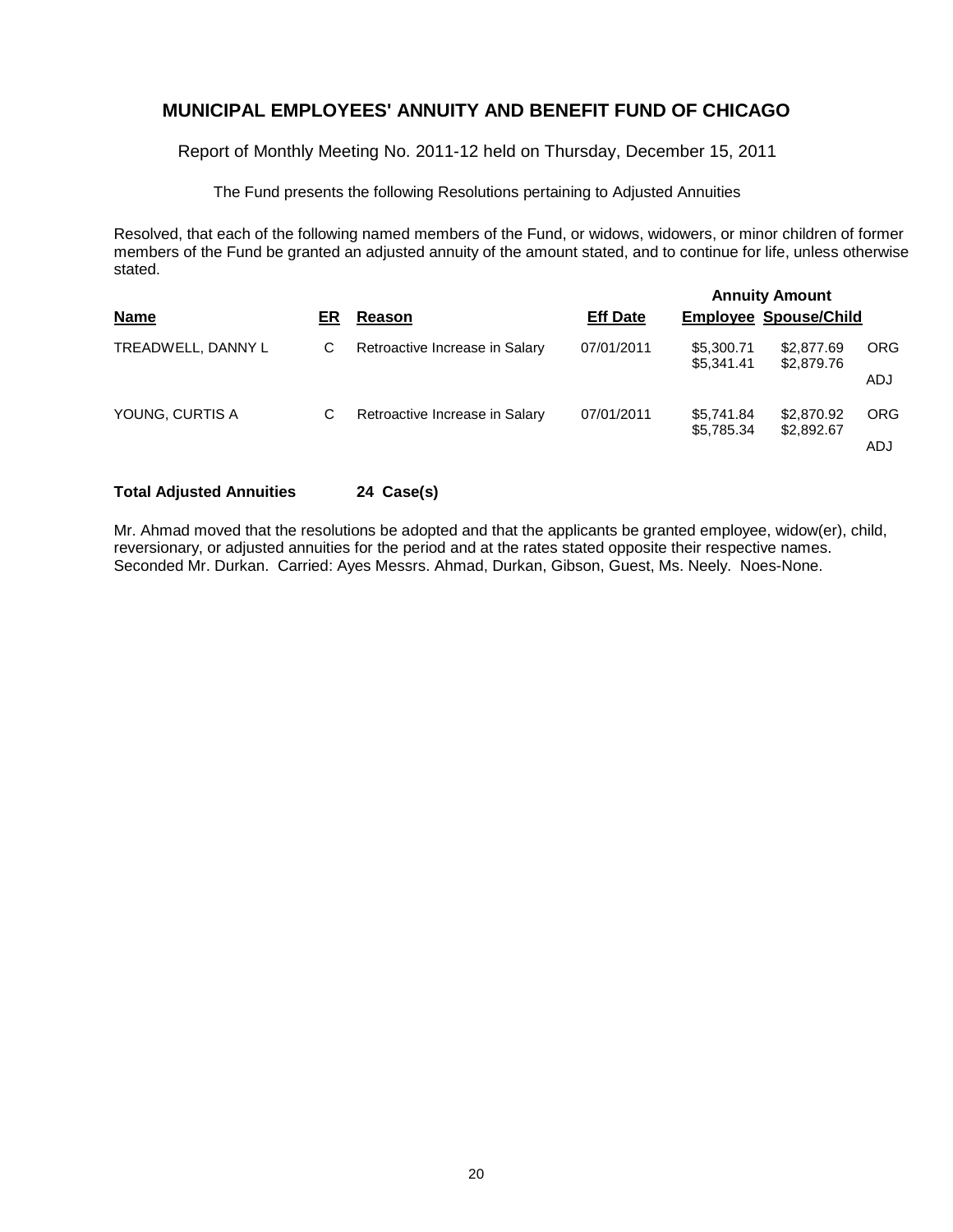# MUNICIPAL EMPLOYEES' ANNUITY AND BENEFIT FUND OF CHICAGO

Report of Monthly Meeting No. 2011-12 held on Thursday, December 15, 2011

The Fund presents the following Resolutions pertaining to Adjusted Annuities

Resolved, that each of the following named members of the Fund, or widows, widowers, or minor children of former members of the Fund be granted an adjusted annuity of the amount stated, and to continue for life, unless otherwise stated.

| | | | | Annuity Amount | | |
|---|---|---|---|---|---|---|
| **Name** | **ER** | **Reason** | **Eff Date** | **Employee** | **Spouse/Child** | |
| TREADWELL, DANNY L | C | Retroactive Increase in Salary | 07/01/2011 | $5,300.71 | $2,877.69 | ORG |
| | | | | $5,341.41 | $2,879.76 | ADJ |
| YOUNG, CURTIS A | C | Retroactive Increase in Salary | 07/01/2011 | $5,741.84 | $2,870.92 | ORG |
| | | | | $5,785.34 | $2,892.67 | ADJ |

**Total Adjusted Annuities 24 Case(s)**

Mr. Ahmad moved that the resolutions be adopted and that the applicants be granted employee, widow(er), child, reversionary, or adjusted annuities for the period and at the rates stated opposite their respective names. Seconded Mr. Durkan. Carried: Ayes Messrs. Ahmad, Durkan, Gibson, Guest, Ms. Neely. Noes-None.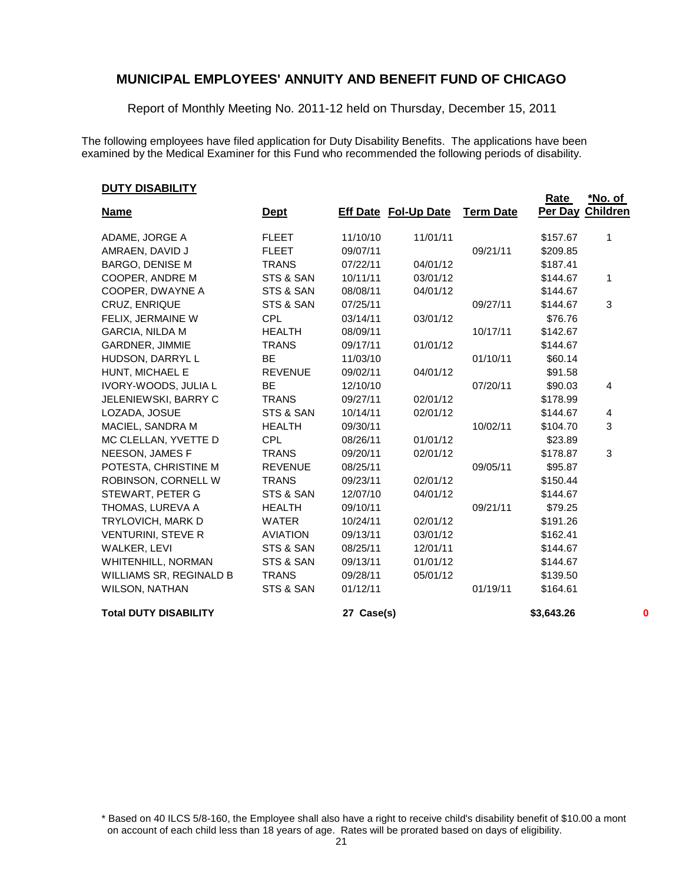# MUNICIPAL EMPLOYEES' ANNUITY AND BENEFIT FUND OF CHICAGO

Report of Monthly Meeting No. 2011-12 held on Thursday, December 15, 2011

The following employees have filed application for Duty Disability Benefits. The applications have been examined by the Medical Examiner for this Fund who recommended the following periods of disability.

**DUTY DISABILITY**

| Name | Dept | Eff Date | Fol-Up Date | Term Date | Rate Per Day | *No. of Children |
|---|---|---|---|---|---|---|
| ADAME, JORGE A | FLEET | 11/10/10 | 11/01/11 | | $157.67 | 1 |
| AMRAEN, DAVID J | FLEET | 09/07/11 | | 09/21/11 | $209.85 | |
| BARGO, DENISE M | TRANS | 07/22/11 | 04/01/12 | | $187.41 | |
| COOPER, ANDRE M | STS & SAN | 10/11/11 | 03/01/12 | | $144.67 | 1 |
| COOPER, DWAYNE A | STS & SAN | 08/08/11 | 04/01/12 | | $144.67 | |
| CRUZ, ENRIQUE | STS & SAN | 07/25/11 | | 09/27/11 | $144.67 | 3 |
| FELIX, JERMAINE W | CPL | 03/14/11 | 03/01/12 | | $76.76 | |
| GARCIA, NILDA M | HEALTH | 08/09/11 | | 10/17/11 | $142.67 | |
| GARDNER, JIMMIE | TRANS | 09/17/11 | 01/01/12 | | $144.67 | |
| HUDSON, DARRYL L | BE | 11/03/10 | | 01/10/11 | $60.14 | |
| HUNT, MICHAEL E | REVENUE | 09/02/11 | 04/01/12 | | $91.58 | |
| IVORY-WOODS, JULIA L | BE | 12/10/10 | | 07/20/11 | $90.03 | 4 |
| JELENIEWSKI, BARRY C | TRANS | 09/27/11 | 02/01/12 | | $178.99 | |
| LOZADA, JOSUE | STS & SAN | 10/14/11 | 02/01/12 | | $144.67 | 4 |
| MACIEL, SANDRA M | HEALTH | 09/30/11 | | 10/02/11 | $104.70 | 3 |
| MC CLELLAN, YVETTE D | CPL | 08/26/11 | 01/01/12 | | $23.89 | |
| NEESON, JAMES F | TRANS | 09/20/11 | 02/01/12 | | $178.87 | 3 |
| POTESTA, CHRISTINE M | REVENUE | 08/25/11 | | 09/05/11 | $95.87 | |
| ROBINSON, CORNELL W | TRANS | 09/23/11 | 02/01/12 | | $150.44 | |
| STEWART, PETER G | STS & SAN | 12/07/10 | 04/01/12 | | $144.67 | |
| THOMAS, LUREVA A | HEALTH | 09/10/11 | | 09/21/11 | $79.25 | |
| TRYLOVICH, MARK D | WATER | 10/24/11 | 02/01/12 | | $191.26 | |
| VENTURINI, STEVE R | AVIATION | 09/13/11 | 03/01/12 | | $162.41 | |
| WALKER, LEVI | STS & SAN | 08/25/11 | 12/01/11 | | $144.67 | |
| WHITENHILL, NORMAN | STS & SAN | 09/13/11 | 01/01/12 | | $144.67 | |
| WILLIAMS SR, REGINALD B | TRANS | 09/28/11 | 05/01/12 | | $139.50 | |
| WILSON, NATHAN | STS & SAN | 01/12/11 | | 01/19/11 | $164.61 | |
| **Total DUTY DISABILITY** | | **27 Case(s)** | | | **$3,643.26** | **0** |

\* Based on 40 ILCS 5/8-160, the Employee shall also have a right to receive child's disability benefit of $10.00 a mont on account of each child less than 18 years of age. Rates will be prorated based on days of eligibility.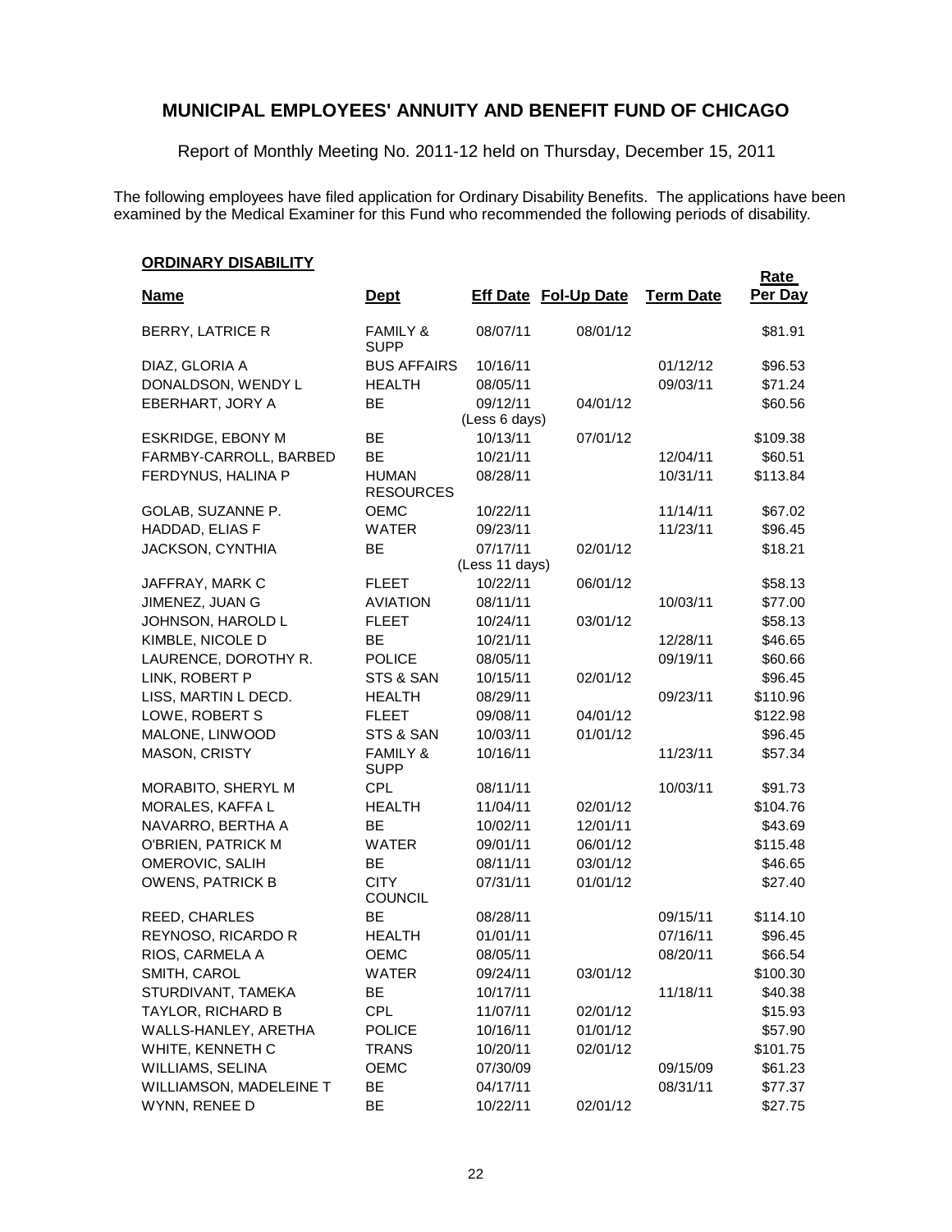# MUNICIPAL EMPLOYEES' ANNUITY AND BENEFIT FUND OF CHICAGO

Report of Monthly Meeting No. 2011-12 held on Thursday, December 15, 2011

The following employees have filed application for Ordinary Disability Benefits. The applications have been examined by the Medical Examiner for this Fund who recommended the following periods of disability.

**ORDINARY DISABILITY**

| Name | Dept | Eff Date | Fol-Up Date | Term Date | Rate Per Day |
|---|---|---|---|---|---|
| BERRY, LATRICE R | FAMILY & SUPP | 08/07/11 | 08/01/12 | | $81.91 |
| DIAZ, GLORIA A | BUS AFFAIRS | 10/16/11 | | 01/12/12 | $96.53 |
| DONALDSON, WENDY L | HEALTH | 08/05/11 | | 09/03/11 | $71.24 |
| EBERHART, JORY A | BE | 09/12/11 (Less 6 days) | 04/01/12 | | $60.56 |
| ESKRIDGE, EBONY M | BE | 10/13/11 | 07/01/12 | | $109.38 |
| FARMBY-CARROLL, BARBED | BE | 10/21/11 | | 12/04/11 | $60.51 |
| FERDYNUS, HALINA P | HUMAN RESOURCES | 08/28/11 | | 10/31/11 | $113.84 |
| GOLAB, SUZANNE P. | OEMC | 10/22/11 | | 11/14/11 | $67.02 |
| HADDAD, ELIAS F | WATER | 09/23/11 | | 11/23/11 | $96.45 |
| JACKSON, CYNTHIA | BE | 07/17/11 (Less 11 days) | 02/01/12 | | $18.21 |
| JAFFRAY, MARK C | FLEET | 10/22/11 | 06/01/12 | | $58.13 |
| JIMENEZ, JUAN G | AVIATION | 08/11/11 | | 10/03/11 | $77.00 |
| JOHNSON, HAROLD L | FLEET | 10/24/11 | 03/01/12 | | $58.13 |
| KIMBLE, NICOLE D | BE | 10/21/11 | | 12/28/11 | $46.65 |
| LAURENCE, DOROTHY R. | POLICE | 08/05/11 | | 09/19/11 | $60.66 |
| LINK, ROBERT P | STS & SAN | 10/15/11 | 02/01/12 | | $96.45 |
| LISS, MARTIN L DECD. | HEALTH | 08/29/11 | | 09/23/11 | $110.96 |
| LOWE, ROBERT S | FLEET | 09/08/11 | 04/01/12 | | $122.98 |
| MALONE, LINWOOD | STS & SAN | 10/03/11 | 01/01/12 | | $96.45 |
| MASON, CRISTY | FAMILY & SUPP | 10/16/11 | | 11/23/11 | $57.34 |
| MORABITO, SHERYL M | CPL | 08/11/11 | | 10/03/11 | $91.73 |
| MORALES, KAFFA L | HEALTH | 11/04/11 | 02/01/12 | | $104.76 |
| NAVARRO, BERTHA A | BE | 10/02/11 | 12/01/11 | | $43.69 |
| O'BRIEN, PATRICK M | WATER | 09/01/11 | 06/01/12 | | $115.48 |
| OMEROVIC, SALIH | BE | 08/11/11 | 03/01/12 | | $46.65 |
| OWENS, PATRICK B | CITY COUNCIL | 07/31/11 | 01/01/12 | | $27.40 |
| REED, CHARLES | BE | 08/28/11 | | 09/15/11 | $114.10 |
| REYNOSO, RICARDO R | HEALTH | 01/01/11 | | 07/16/11 | $96.45 |
| RIOS, CARMELA A | OEMC | 08/05/11 | | 08/20/11 | $66.54 |
| SMITH, CAROL | WATER | 09/24/11 | 03/01/12 | | $100.30 |
| STURDIVANT, TAMEKA | BE | 10/17/11 | | 11/18/11 | $40.38 |
| TAYLOR, RICHARD B | CPL | 11/07/11 | 02/01/12 | | $15.93 |
| WALLS-HANLEY, ARETHA | POLICE | 10/16/11 | 01/01/12 | | $57.90 |
| WHITE, KENNETH C | TRANS | 10/20/11 | 02/01/12 | | $101.75 |
| WILLIAMS, SELINA | OEMC | 07/30/09 | | 09/15/09 | $61.23 |
| WILLIAMSON, MADELEINE T | BE | 04/17/11 | | 08/31/11 | $77.37 |
| WYNN, RENEE D | BE | 10/22/11 | 02/01/12 | | $27.75 |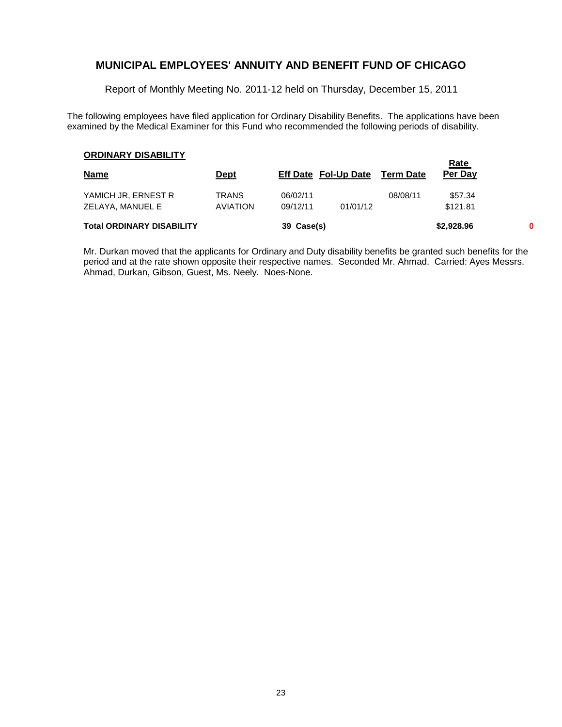## MUNICIPAL EMPLOYEES' ANNUITY AND BENEFIT FUND OF CHICAGO

Report of Monthly Meeting No. 2011-12 held on Thursday, December 15, 2011

The following employees have filed application for Ordinary Disability Benefits. The applications have been examined by the Medical Examiner for this Fund who recommended the following periods of disability.

**ORDINARY DISABILITY**

| Name | Dept | Eff Date | Fol-Up Date | Term Date | Rate Per Day | |
|---|---|---|---|---|---|---|
| YAMICH JR, ERNEST R | TRANS | 06/02/11 | | 08/08/11 | $57.34 | |
| ZELAYA, MANUEL E | AVIATION | 09/12/11 | 01/01/12 | | $121.81 | |
| **Total ORDINARY DISABILITY** | | **39 Case(s)** | | | **$2,928.96** | **0** |

Mr. Durkan moved that the applicants for Ordinary and Duty disability benefits be granted such benefits for the period and at the rate shown opposite their respective names. Seconded Mr. Ahmad. Carried: Ayes Messrs. Ahmad, Durkan, Gibson, Guest, Ms. Neely. Noes-None.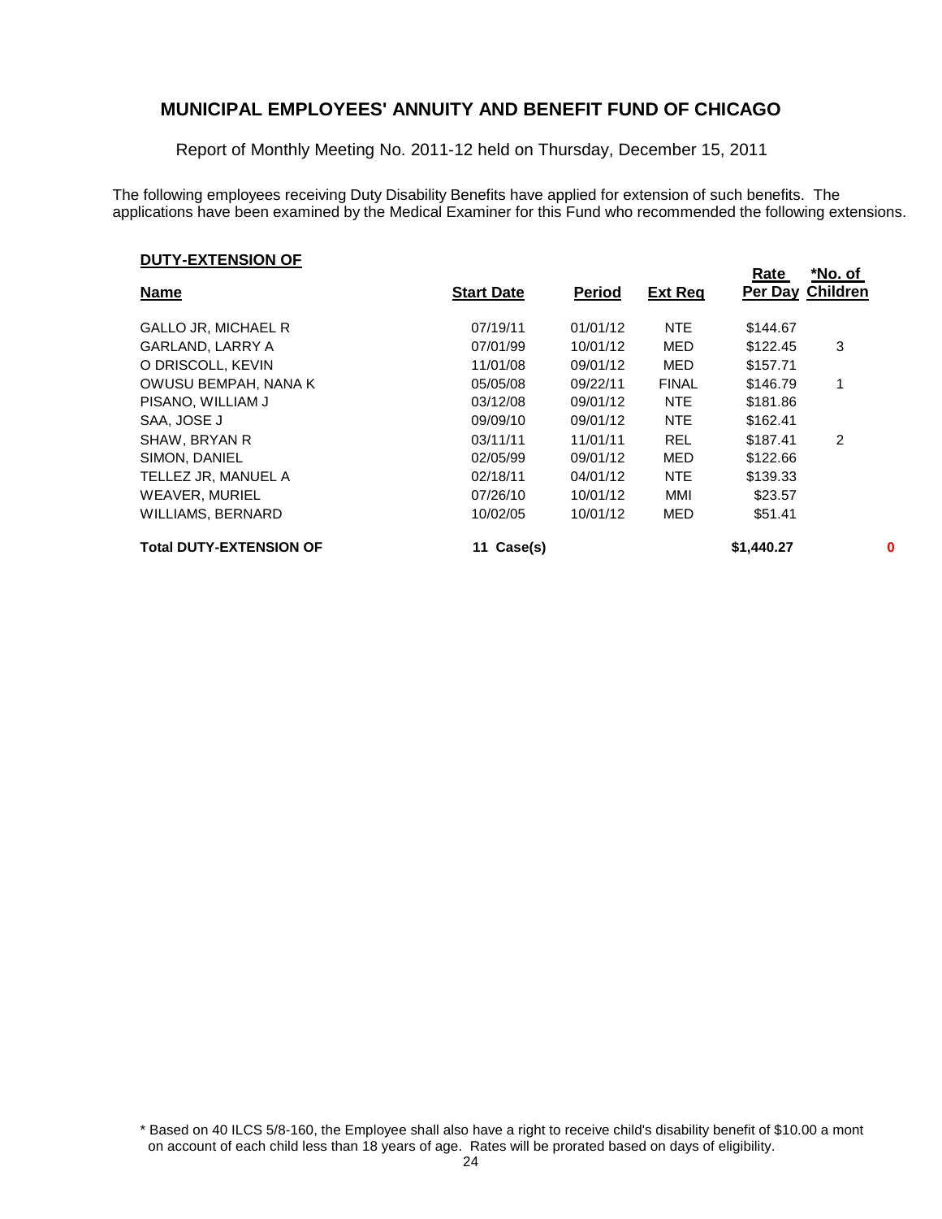## MUNICIPAL EMPLOYEES' ANNUITY AND BENEFIT FUND OF CHICAGO

Report of Monthly Meeting No. 2011-12 held on Thursday, December 15, 2011

The following employees receiving Duty Disability Benefits have applied for extension of such benefits. The applications have been examined by the Medical Examiner for this Fund who recommended the following extensions.

**DUTY-EXTENSION OF**

| Name | Start Date | Period | Ext Req | Rate Per Day | *No. of Children | |
|---|---|---|---|---|---|---|
| GALLO JR, MICHAEL R | 07/19/11 | 01/01/12 | NTE | $144.67 | | |
| GARLAND, LARRY A | 07/01/99 | 10/01/12 | MED | $122.45 | 3 | |
| O DRISCOLL, KEVIN | 11/01/08 | 09/01/12 | MED | $157.71 | | |
| OWUSU BEMPAH, NANA K | 05/05/08 | 09/22/11 | FINAL | $146.79 | 1 | |
| PISANO, WILLIAM J | 03/12/08 | 09/01/12 | NTE | $181.86 | | |
| SAA, JOSE J | 09/09/10 | 09/01/12 | NTE | $162.41 | | |
| SHAW, BRYAN R | 03/11/11 | 11/01/11 | REL | $187.41 | 2 | |
| SIMON, DANIEL | 02/05/99 | 09/01/12 | MED | $122.66 | | |
| TELLEZ JR, MANUEL A | 02/18/11 | 04/01/12 | NTE | $139.33 | | |
| WEAVER, MURIEL | 07/26/10 | 10/01/12 | MMI | $23.57 | | |
| WILLIAMS, BERNARD | 10/02/05 | 10/01/12 | MED | $51.41 | | |
| **Total DUTY-EXTENSION OF** | **11 Case(s)** | | | **$1,440.27** | | **0** |

\* Based on 40 ILCS 5/8-160, the Employee shall also have a right to receive child's disability benefit of $10.00 a mont on account of each child less than 18 years of age. Rates will be prorated based on days of eligibility.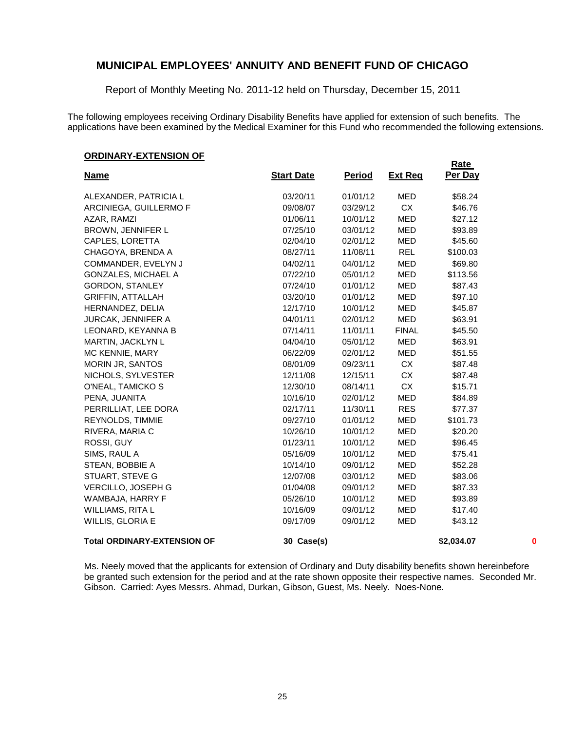# MUNICIPAL EMPLOYEES' ANNUITY AND BENEFIT FUND OF CHICAGO

Report of Monthly Meeting No. 2011-12 held on Thursday, December 15, 2011

The following employees receiving Ordinary Disability Benefits have applied for extension of such benefits. The applications have been examined by the Medical Examiner for this Fund who recommended the following extensions.

**ORDINARY-EXTENSION OF**

| Name | Start Date | Period | Ext Req | Rate Per Day | |
|---|---|---|---|---|---|
| ALEXANDER, PATRICIA L | 03/20/11 | 01/01/12 | MED | $58.24 | |
| ARCINIEGA, GUILLERMO F | 09/08/07 | 03/29/12 | CX | $46.76 | |
| AZAR, RAMZI | 01/06/11 | 10/01/12 | MED | $27.12 | |
| BROWN, JENNIFER L | 07/25/10 | 03/01/12 | MED | $93.89 | |
| CAPLES, LORETTA | 02/04/10 | 02/01/12 | MED | $45.60 | |
| CHAGOYA, BRENDA A | 08/27/11 | 11/08/11 | REL | $100.03 | |
| COMMANDER, EVELYN J | 04/02/11 | 04/01/12 | MED | $69.80 | |
| GONZALES, MICHAEL A | 07/22/10 | 05/01/12 | MED | $113.56 | |
| GORDON, STANLEY | 07/24/10 | 01/01/12 | MED | $87.43 | |
| GRIFFIN, ATTALLAH | 03/20/10 | 01/01/12 | MED | $97.10 | |
| HERNANDEZ, DELIA | 12/17/10 | 10/01/12 | MED | $45.87 | |
| JURCAK, JENNIFER A | 04/01/11 | 02/01/12 | MED | $63.91 | |
| LEONARD, KEYANNA B | 07/14/11 | 11/01/11 | FINAL | $45.50 | |
| MARTIN, JACKLYN L | 04/04/10 | 05/01/12 | MED | $63.91 | |
| MC KENNIE, MARY | 06/22/09 | 02/01/12 | MED | $51.55 | |
| MORIN JR, SANTOS | 08/01/09 | 09/23/11 | CX | $87.48 | |
| NICHOLS, SYLVESTER | 12/11/08 | 12/15/11 | CX | $87.48 | |
| O'NEAL, TAMICKO S | 12/30/10 | 08/14/11 | CX | $15.71 | |
| PENA, JUANITA | 10/16/10 | 02/01/12 | MED | $84.89 | |
| PERRILLIAT, LEE DORA | 02/17/11 | 11/30/11 | RES | $77.37 | |
| REYNOLDS, TIMMIE | 09/27/10 | 01/01/12 | MED | $101.73 | |
| RIVERA, MARIA C | 10/26/10 | 10/01/12 | MED | $20.20 | |
| ROSSI, GUY | 01/23/11 | 10/01/12 | MED | $96.45 | |
| SIMS, RAUL A | 05/16/09 | 10/01/12 | MED | $75.41 | |
| STEAN, BOBBIE A | 10/14/10 | 09/01/12 | MED | $52.28 | |
| STUART, STEVE G | 12/07/08 | 03/01/12 | MED | $83.06 | |
| VERCILLO, JOSEPH G | 01/04/08 | 09/01/12 | MED | $87.33 | |
| WAMBAJA, HARRY F | 05/26/10 | 10/01/12 | MED | $93.89 | |
| WILLIAMS, RITA L | 10/16/09 | 09/01/12 | MED | $17.40 | |
| WILLIS, GLORIA E | 09/17/09 | 09/01/12 | MED | $43.12 | |
| **Total ORDINARY-EXTENSION OF** | **30 Case(s)** | | | **$2,034.07** | **0** |

Ms. Neely moved that the applicants for extension of Ordinary and Duty disability benefits shown hereinbefore be granted such extension for the period and at the rate shown opposite their respective names. Seconded Mr. Gibson. Carried: Ayes Messrs. Ahmad, Durkan, Gibson, Guest, Ms. Neely. Noes-None.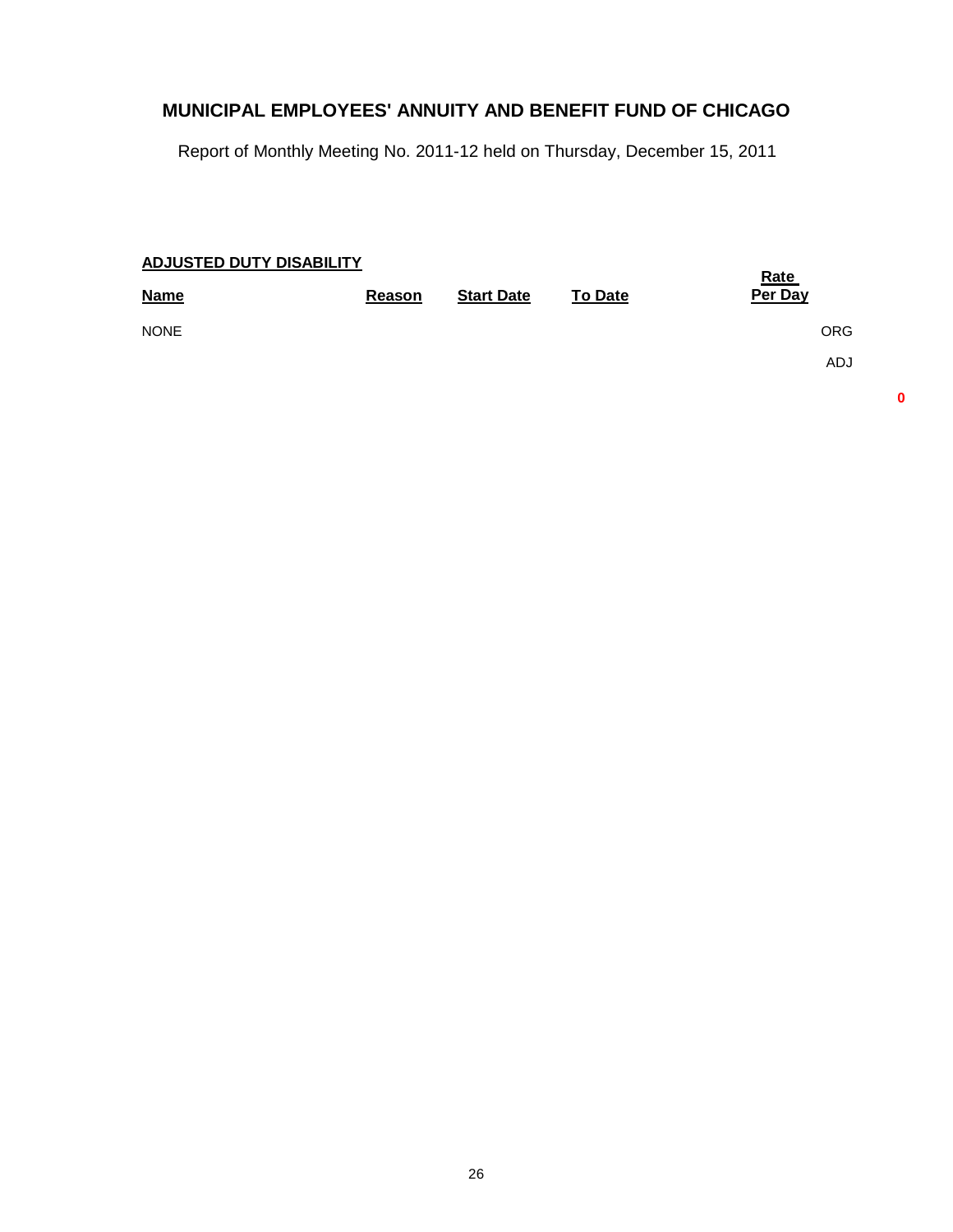# MUNICIPAL EMPLOYEES' ANNUITY AND BENEFIT FUND OF CHICAGO

Report of Monthly Meeting No. 2011-12 held on Thursday, December 15, 2011

**ADJUSTED DUTY DISABILITY**

| Name | Reason | Start Date | To Date | Rate Per Day | |
|---|---|---|---|---|---|
| NONE | | | | | ORG |
| | | | | | ADJ |
| | | | | | **0** |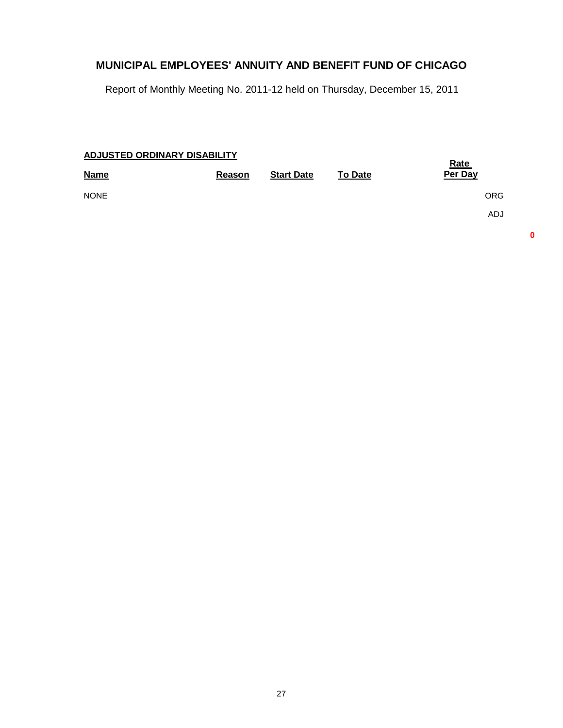# MUNICIPAL EMPLOYEES' ANNUITY AND BENEFIT FUND OF CHICAGO

Report of Monthly Meeting No. 2011-12 held on Thursday, December 15, 2011

**ADJUSTED ORDINARY DISABILITY**

| Name | Reason | Start Date | To Date | Rate Per Day | |
|---|---|---|---|---|---|
| NONE | | | | | ORG |
| | | | | | ADJ |

**0**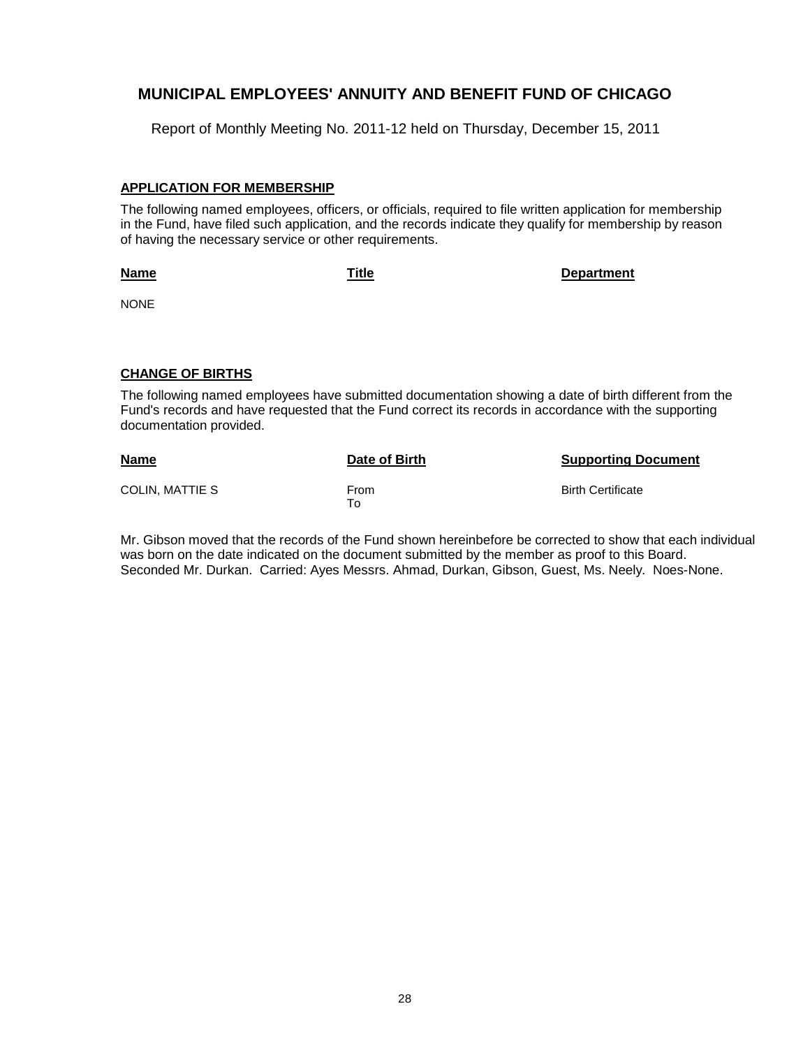## MUNICIPAL EMPLOYEES' ANNUITY AND BENEFIT FUND OF CHICAGO

Report of Monthly Meeting No. 2011-12 held on Thursday, December 15, 2011

### APPLICATION FOR MEMBERSHIP

The following named employees, officers, or officials, required to file written application for membership in the Fund, have filed such application, and the records indicate they qualify for membership by reason of having the necessary service or other requirements.

| Name | Title | Department |
|---|---|---|
| NONE | | |

### CHANGE OF BIRTHS

The following named employees have submitted documentation showing a date of birth different from the Fund's records and have requested that the Fund correct its records in accordance with the supporting documentation provided.

| Name | Date of Birth | Supporting Document |
|---|---|---|
| COLIN, MATTIE S | From<br>To | Birth Certificate |

Mr. Gibson moved that the records of the Fund shown hereinbefore be corrected to show that each individual was born on the date indicated on the document submitted by the member as proof to this Board. Seconded Mr. Durkan. Carried: Ayes Messrs. Ahmad, Durkan, Gibson, Guest, Ms. Neely. Noes-None.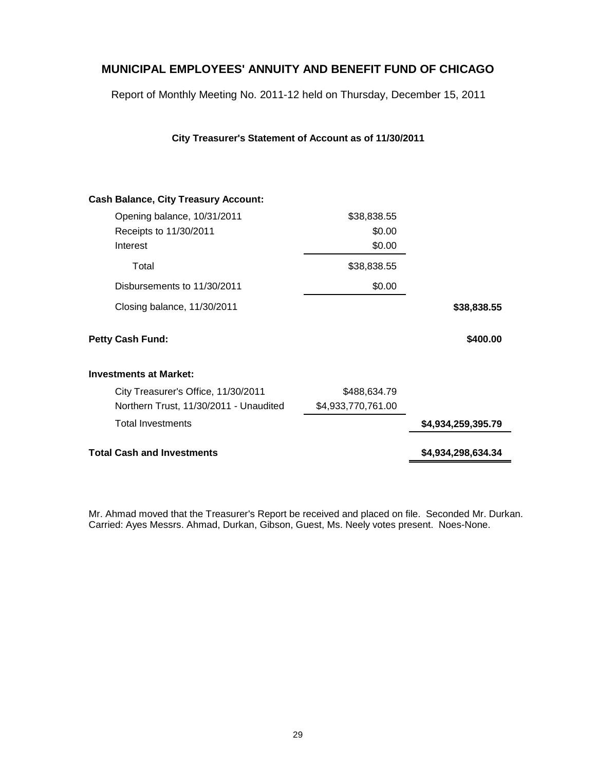# MUNICIPAL EMPLOYEES' ANNUITY AND BENEFIT FUND OF CHICAGO

Report of Monthly Meeting No. 2011-12 held on Thursday, December 15, 2011

### City Treasurer's Statement of Account as of 11/30/2011

| | | |
|---|---|---|
| **Cash Balance, City Treasury Account:** | | |
| Opening balance, 10/31/2011 | $38,838.55 | |
| Receipts to 11/30/2011 | $0.00 | |
| Interest | $0.00 | |
| Total | $38,838.55 | |
| Disbursements to 11/30/2011 | $0.00 | |
| Closing balance, 11/30/2011 | | **$38,838.55** |
| **Petty Cash Fund:** | | **$400.00** |
| **Investments at Market:** | | |
| City Treasurer's Office, 11/30/2011 | $488,634.79 | |
| Northern Trust, 11/30/2011 - Unaudited | $4,933,770,761.00 | |
| Total Investments | | **$4,934,259,395.79** |
| **Total Cash and Investments** | | **$4,934,298,634.34** |

Mr. Ahmad moved that the Treasurer's Report be received and placed on file. Seconded Mr. Durkan. Carried: Ayes Messrs. Ahmad, Durkan, Gibson, Guest, Ms. Neely votes present. Noes-None.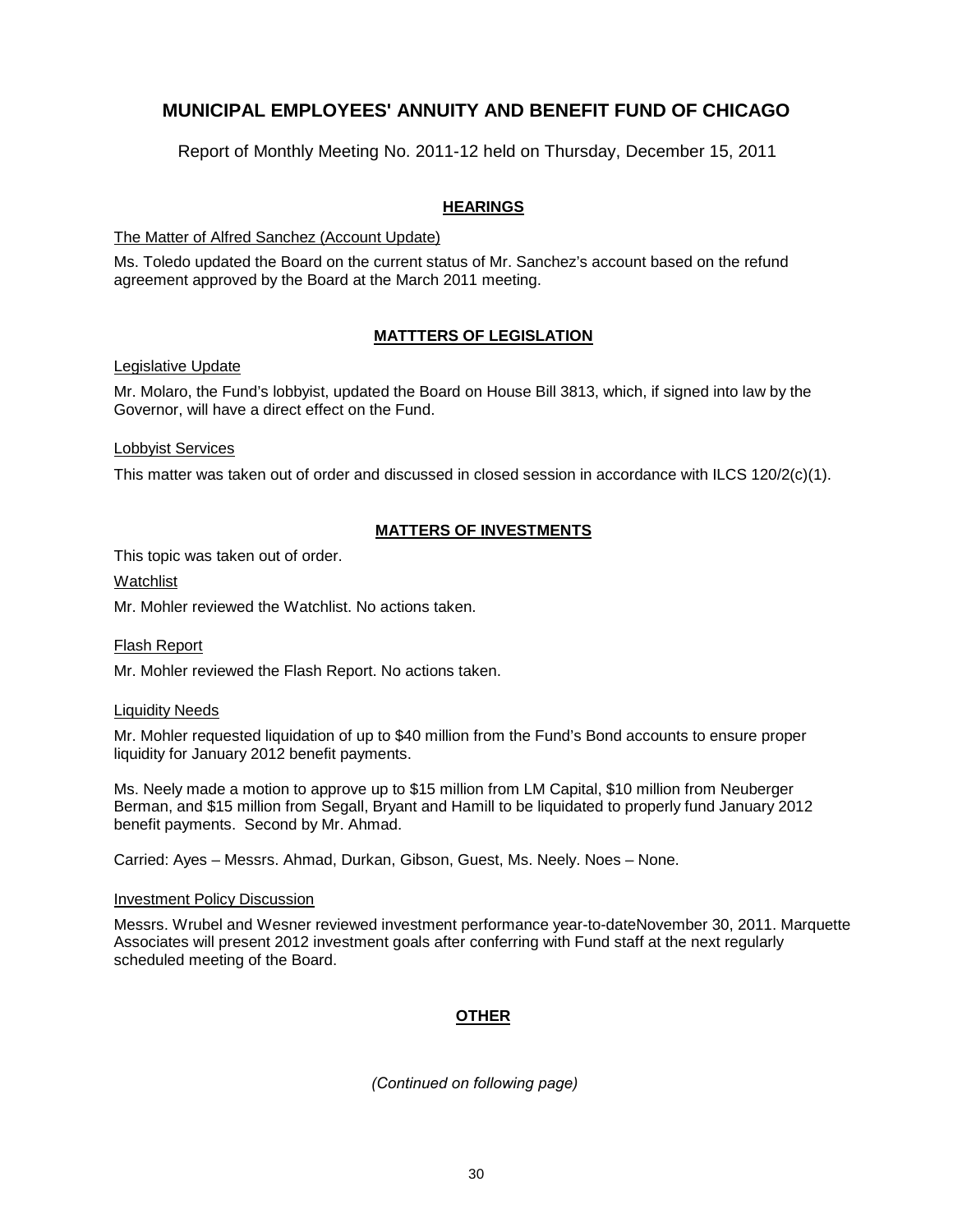# MUNICIPAL EMPLOYEES' ANNUITY AND BENEFIT FUND OF CHICAGO

Report of Monthly Meeting No. 2011-12 held on Thursday, December 15, 2011

## HEARINGS

The Matter of Alfred Sanchez (Account Update)

Ms. Toledo updated the Board on the current status of Mr. Sanchez's account based on the refund agreement approved by the Board at the March 2011 meeting.

## MATTTERS OF LEGISLATION

Legislative Update

Mr. Molaro, the Fund's lobbyist, updated the Board on House Bill 3813, which, if signed into law by the Governor, will have a direct effect on the Fund.

Lobbyist Services

This matter was taken out of order and discussed in closed session in accordance with ILCS 120/2(c)(1).

## MATTERS OF INVESTMENTS

This topic was taken out of order.

Watchlist

Mr. Mohler reviewed the Watchlist. No actions taken.

Flash Report

Mr. Mohler reviewed the Flash Report. No actions taken.

Liquidity Needs

Mr. Mohler requested liquidation of up to $40 million from the Fund's Bond accounts to ensure proper liquidity for January 2012 benefit payments.

Ms. Neely made a motion to approve up to $15 million from LM Capital, $10 million from Neuberger Berman, and $15 million from Segall, Bryant and Hamill to be liquidated to properly fund January 2012 benefit payments. Second by Mr. Ahmad.

Carried: Ayes – Messrs. Ahmad, Durkan, Gibson, Guest, Ms. Neely. Noes – None.

Investment Policy Discussion

Messrs. Wrubel and Wesner reviewed investment performance year-to-dateNovember 30, 2011. Marquette Associates will present 2012 investment goals after conferring with Fund staff at the next regularly scheduled meeting of the Board.

## OTHER

*(Continued on following page)*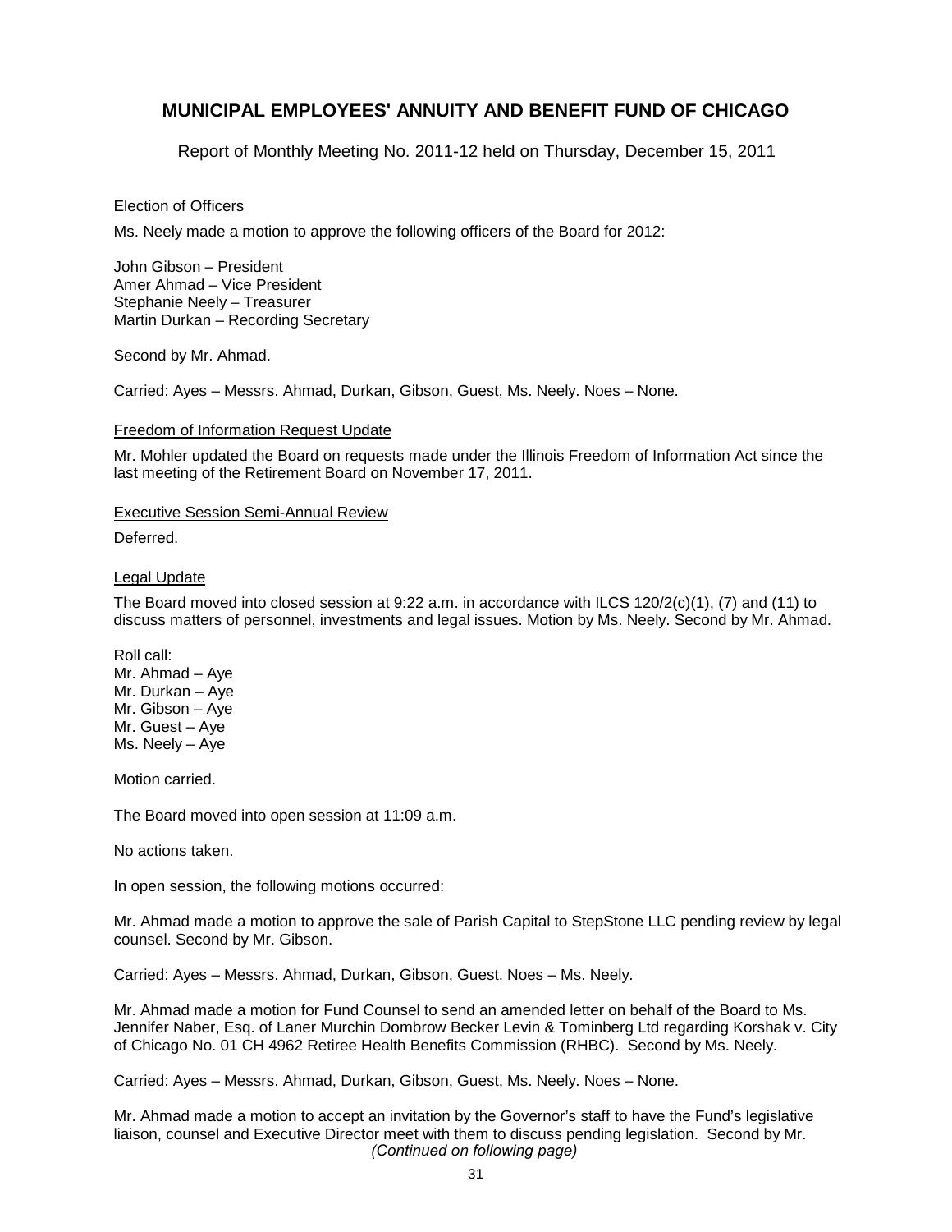# MUNICIPAL EMPLOYEES' ANNUITY AND BENEFIT FUND OF CHICAGO

Report of Monthly Meeting No. 2011-12 held on Thursday, December 15, 2011

Election of Officers

Ms. Neely made a motion to approve the following officers of the Board for 2012:

John Gibson – President
Amer Ahmad – Vice President
Stephanie Neely – Treasurer
Martin Durkan – Recording Secretary

Second by Mr. Ahmad.

Carried: Ayes – Messrs. Ahmad, Durkan, Gibson, Guest, Ms. Neely. Noes – None.

Freedom of Information Request Update

Mr. Mohler updated the Board on requests made under the Illinois Freedom of Information Act since the last meeting of the Retirement Board on November 17, 2011.

Executive Session Semi-Annual Review

Deferred.

Legal Update

The Board moved into closed session at 9:22 a.m. in accordance with ILCS 120/2(c)(1), (7) and (11) to discuss matters of personnel, investments and legal issues. Motion by Ms. Neely. Second by Mr. Ahmad.

Roll call:
Mr. Ahmad – Aye
Mr. Durkan – Aye
Mr. Gibson – Aye
Mr. Guest – Aye
Ms. Neely – Aye

Motion carried.

The Board moved into open session at 11:09 a.m.

No actions taken.

In open session, the following motions occurred:

Mr. Ahmad made a motion to approve the sale of Parish Capital to StepStone LLC pending review by legal counsel. Second by Mr. Gibson.

Carried: Ayes – Messrs. Ahmad, Durkan, Gibson, Guest. Noes – Ms. Neely.

Mr. Ahmad made a motion for Fund Counsel to send an amended letter on behalf of the Board to Ms. Jennifer Naber, Esq. of Laner Murchin Dombrow Becker Levin & Tominberg Ltd regarding Korshak v. City of Chicago No. 01 CH 4962 Retiree Health Benefits Commission (RHBC). Second by Ms. Neely.

Carried: Ayes – Messrs. Ahmad, Durkan, Gibson, Guest, Ms. Neely. Noes – None.

Mr. Ahmad made a motion to accept an invitation by the Governor's staff to have the Fund's legislative liaison, counsel and Executive Director meet with them to discuss pending legislation. Second by Mr.

*(Continued on following page)*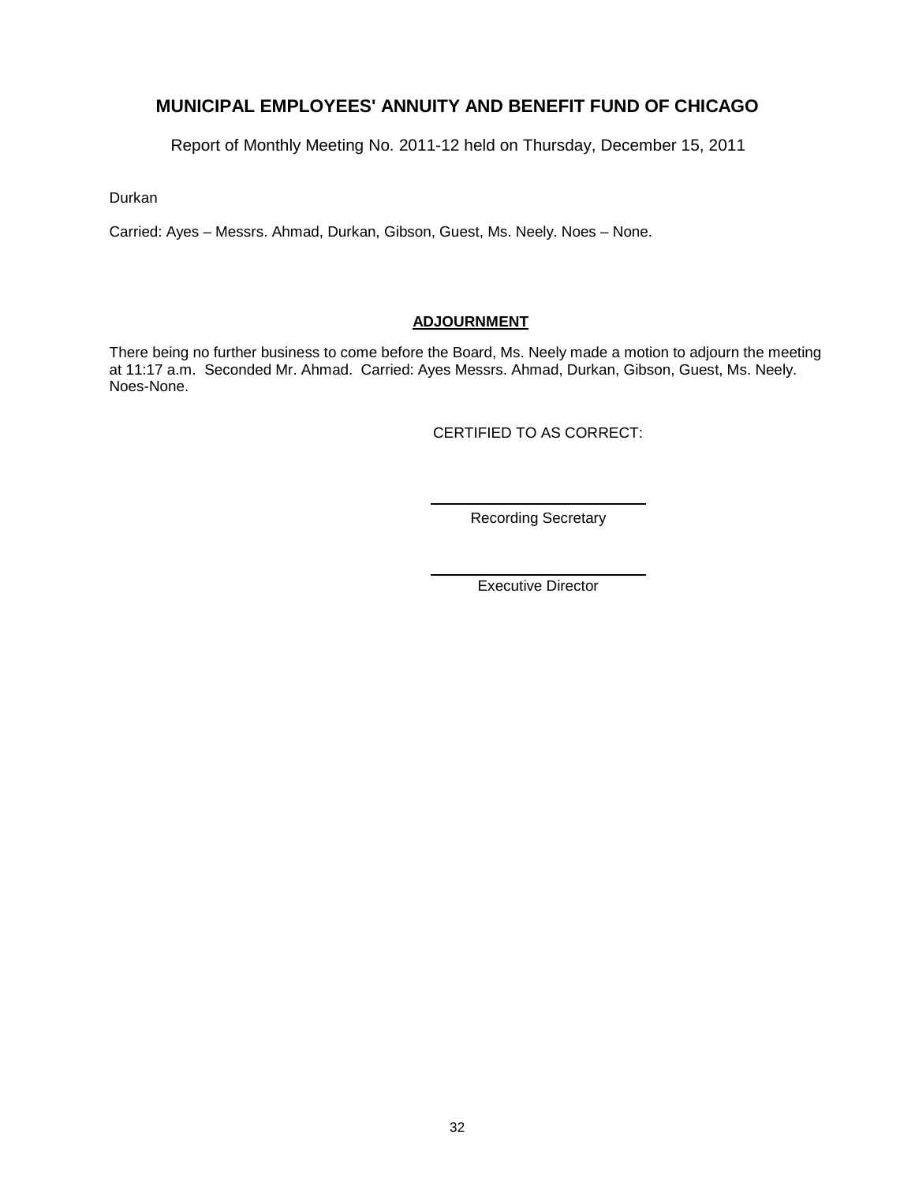Durkan

Carried: Ayes – Messrs. Ahmad, Durkan, Gibson, Guest, Ms. Neely. Noes – None.

## ADJOURNMENT

There being no further business to come before the Board, Ms. Neely made a motion to adjourn the meeting at 11:17 a.m. Seconded Mr. Ahmad. Carried: Ayes Messrs. Ahmad, Durkan, Gibson, Guest, Ms. Neely. Noes-None.

CERTIFIED TO AS CORRECT:

\_\_\_\_\_\_\_\_\_\_\_\_\_\_\_\_\_\_\_\_\_\_\_\_\_\_\_\_

Recording Secretary

\_\_\_\_\_\_\_\_\_\_\_\_\_\_\_\_\_\_\_\_\_\_\_\_\_\_\_\_

Executive Director